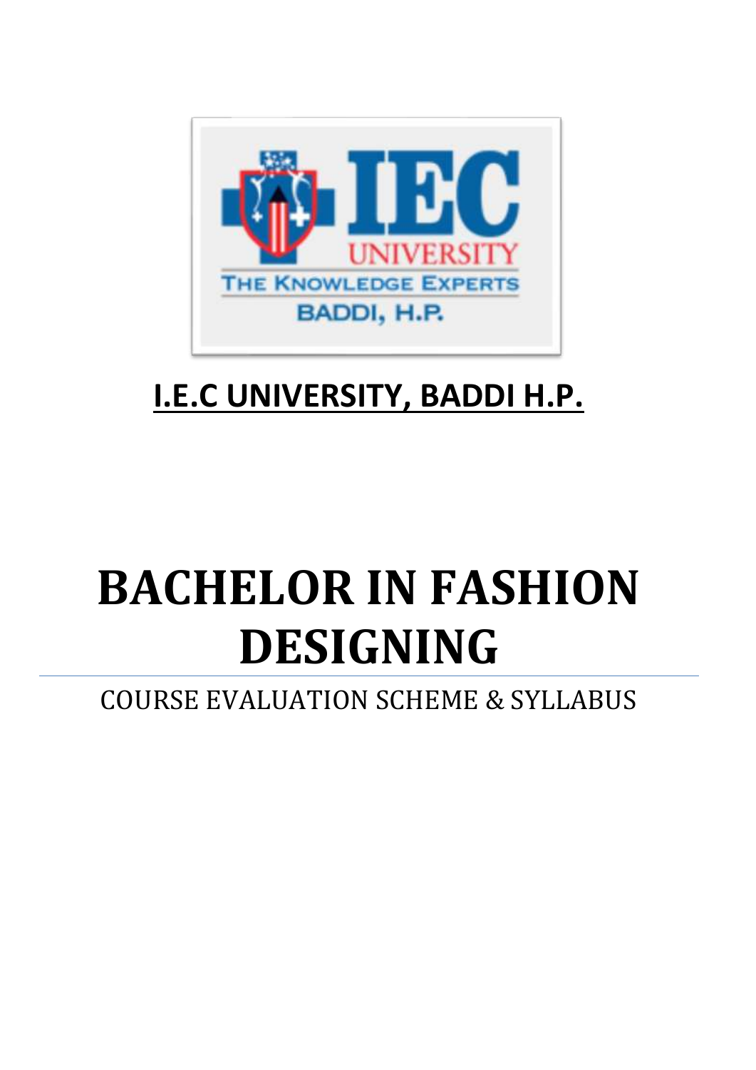## I.E.C UNIVERSITY, BADDI H.P.

# BACHELOR IN FASHION DESIGNING

COURSE EVALUATION SCHEME & SYLLABUS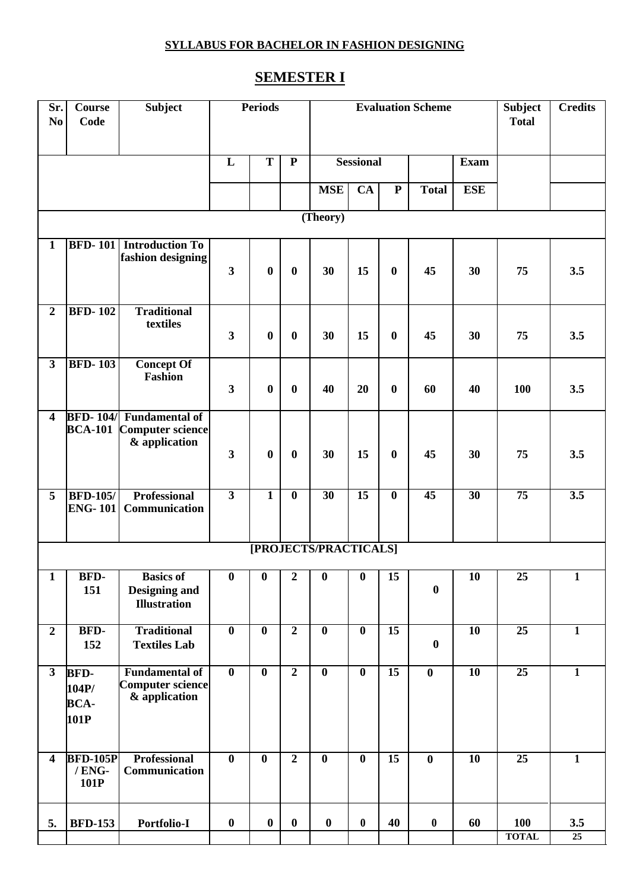**SYLLABUS FOR BACHELOR IN FASHION DESIGNING**

# SEMESTER I

| Sr. No | Course Code | Subject | Periods | | | Evaluation Scheme | | | | | Subject Total | Credits |
|---|---|---|---|---|---|---|---|---|---|---|---|---|
| | | | L | T | P | Sessional | | | | Exam | | |
| | | | | | | MSE | CA | P | Total | ESE | | |
| **(Theory)** | | | | | | | | | | | | |
| 1 | BFD- 101 | Introduction To fashion designing | 3 | 0 | 0 | 30 | 15 | 0 | 45 | 30 | 75 | 3.5 |
| 2 | BFD- 102 | Traditional textiles | 3 | 0 | 0 | 30 | 15 | 0 | 45 | 30 | 75 | 3.5 |
| 3 | BFD- 103 | Concept Of Fashion | 3 | 0 | 0 | 40 | 20 | 0 | 60 | 40 | 100 | 3.5 |
| 4 | BFD- 104/ BCA-101 | Fundamental of Computer science & application | 3 | 0 | 0 | 30 | 15 | 0 | 45 | 30 | 75 | 3.5 |
| 5 | BFD-105/ ENG- 101 | Professional Communication | 3 | 1 | 0 | 30 | 15 | 0 | 45 | 30 | 75 | 3.5 |
| **[PROJECTS/PRACTICALS]** | | | | | | | | | | | | |
| 1 | BFD-151 | Basics of Designing and Illustration | 0 | 0 | 2 | 0 | 0 | 15 | 0 | 10 | 25 | 1 |
| 2 | BFD-152 | Traditional Textiles Lab | 0 | 0 | 2 | 0 | 0 | 15 | 0 | 10 | 25 | 1 |
| 3 | BFD-104P/ BCA-101P | Fundamental of Computer science & application | 0 | 0 | 2 | 0 | 0 | 15 | 0 | 10 | 25 | 1 |
| 4 | BFD-105P / ENG-101P | Professional Communication | 0 | 0 | 2 | 0 | 0 | 15 | 0 | 10 | 25 | 1 |
| 5. | BFD-153 | Portfolio-I | 0 | 0 | 0 | 0 | 0 | 40 | 0 | 60 | 100 | 3.5 |
| | | | | | | | | | | | TOTAL | 25 |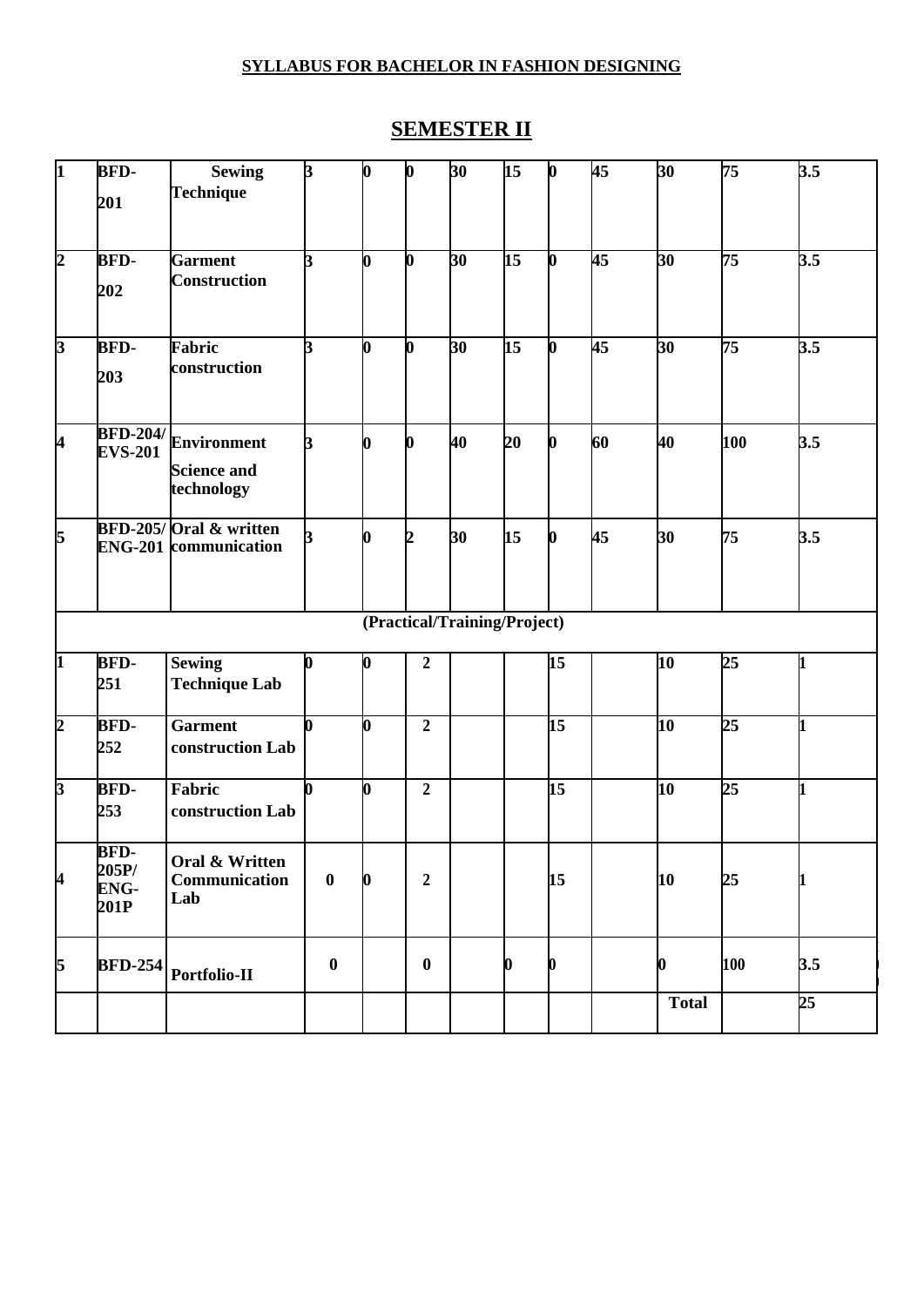**SYLLABUS FOR BACHELOR IN FASHION DESIGNING**

## SEMESTER II

| | | | | | | | | | | | | |
|---|---|---|---|---|---|---|---|---|---|---|---|---|
| 1 | BFD-201 | Sewing Technique | 3 | 0 | 0 | 30 | 15 | 0 | 45 | 30 | 75 | 3.5 |
| 2 | BFD-202 | Garment Construction | 3 | 0 | 0 | 30 | 15 | 0 | 45 | 30 | 75 | 3.5 |
| 3 | BFD-203 | Fabric construction | 3 | 0 | 0 | 30 | 15 | 0 | 45 | 30 | 75 | 3.5 |
| 4 | BFD-204/ EVS-201 | Environment Science and technology | 3 | 0 | 0 | 40 | 20 | 0 | 60 | 40 | 100 | 3.5 |
| 5 | BFD-205/ ENG-201 | Oral & written communication | 3 | 0 | 2 | 30 | 15 | 0 | 45 | 30 | 75 | 3.5 |
| | | | | | (Practical/Training/Project) | | | | | | | |
| 1 | BFD-251 | Sewing Technique Lab | 0 | 0 | 2 | | | 15 | | 10 | 25 | 1 |
| 2 | BFD-252 | Garment construction Lab | 0 | 0 | 2 | | | 15 | | 10 | 25 | 1 |
| 3 | BFD-253 | Fabric construction Lab | 0 | 0 | 2 | | | 15 | | 10 | 25 | 1 |
| 4 | BFD-205P/ ENG-201P | Oral & Written Communication Lab | 0 | 0 | 2 | | | 15 | | 10 | 25 | 1 |
| 5 | BFD-254 | Portfolio-II | 0 | | 0 | | 0 | 0 | | 0 | 100 | 3.5 |
| | | | | | | | | | | Total | | 25 |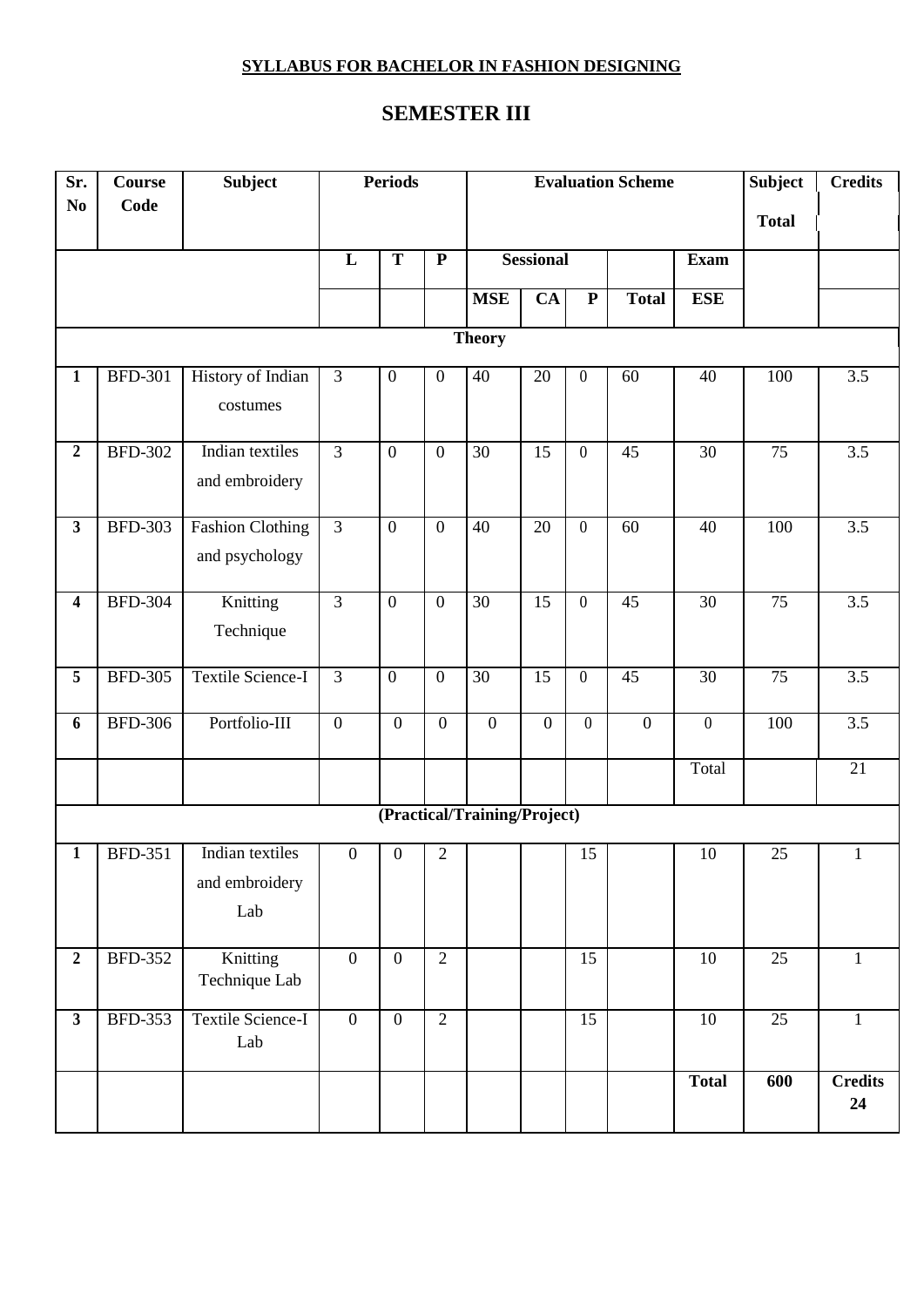**SYLLABUS FOR BACHELOR IN FASHION DESIGNING**

# SEMESTER III

| Sr. No | Course Code | Subject | Periods | | | Evaluation Scheme | | | | | Subject Total | Credits |
|---|---|---|---|---|---|---|---|---|---|---|---|---|
| | | | L | T | P | Sessional | | | | Exam | | |
| | | | | | | MSE | CA | P | Total | ESE | | |
| **Theory** | | | | | | | | | | | | |
| 1 | BFD-301 | History of Indian costumes | 3 | 0 | 0 | 40 | 20 | 0 | 60 | 40 | 100 | 3.5 |
| 2 | BFD-302 | Indian textiles and embroidery | 3 | 0 | 0 | 30 | 15 | 0 | 45 | 30 | 75 | 3.5 |
| 3 | BFD-303 | Fashion Clothing and psychology | 3 | 0 | 0 | 40 | 20 | 0 | 60 | 40 | 100 | 3.5 |
| 4 | BFD-304 | Knitting Technique | 3 | 0 | 0 | 30 | 15 | 0 | 45 | 30 | 75 | 3.5 |
| 5 | BFD-305 | Textile Science-I | 3 | 0 | 0 | 30 | 15 | 0 | 45 | 30 | 75 | 3.5 |
| 6 | BFD-306 | Portfolio-III | 0 | 0 | 0 | 0 | 0 | 0 | 0 | 0 | 100 | 3.5 |
| | | | | | | | | | | Total | | 21 |
| **(Practical/Training/Project)** | | | | | | | | | | | | |
| 1 | BFD-351 | Indian textiles and embroidery Lab | 0 | 0 | 2 | | | 15 | | 10 | 25 | 1 |
| 2 | BFD-352 | Knitting Technique Lab | 0 | 0 | 2 | | | 15 | | 10 | 25 | 1 |
| 3 | BFD-353 | Textile Science-I Lab | 0 | 0 | 2 | | | 15 | | 10 | 25 | 1 |
| | | | | | | | | | | **Total** | **600** | **Credits 24** |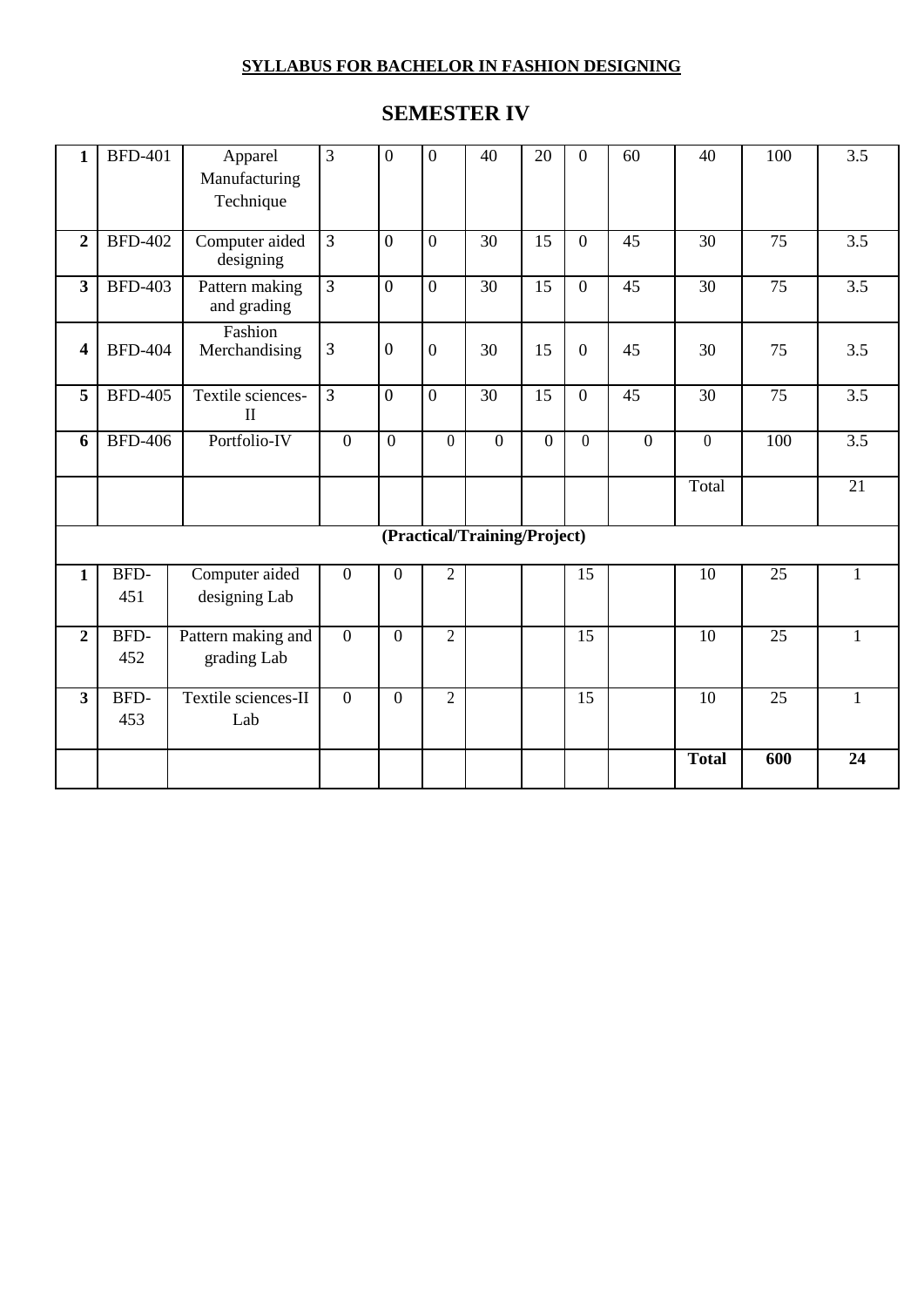**SYLLABUS FOR BACHELOR IN FASHION DESIGNING**

## SEMESTER IV

| | | | | | | | | | | | | |
|---|---|---|---|---|---|---|---|---|---|---|---|---|
| **1** | BFD-401 | Apparel Manufacturing Technique | 3 | 0 | 0 | 40 | 20 | 0 | 60 | 40 | 100 | 3.5 |
| **2** | BFD-402 | Computer aided designing | 3 | 0 | 0 | 30 | 15 | 0 | 45 | 30 | 75 | 3.5 |
| **3** | BFD-403 | Pattern making and grading | 3 | 0 | 0 | 30 | 15 | 0 | 45 | 30 | 75 | 3.5 |
| **4** | BFD-404 | Fashion Merchandising | 3 | 0 | 0 | 30 | 15 | 0 | 45 | 30 | 75 | 3.5 |
| **5** | BFD-405 | Textile sciences-II | 3 | 0 | 0 | 30 | 15 | 0 | 45 | 30 | 75 | 3.5 |
| **6** | BFD-406 | Portfolio-IV | 0 | 0 | 0 | 0 | 0 | 0 | 0 | 0 | 100 | 3.5 |
| | | | | | | | | | | Total | | 21 |
| **(Practical/Training/Project)** | | | | | | | | | | | | |
| **1** | BFD-451 | Computer aided designing Lab | 0 | 0 | 2 | | | 15 | | 10 | 25 | 1 |
| **2** | BFD-452 | Pattern making and grading Lab | 0 | 0 | 2 | | | 15 | | 10 | 25 | 1 |
| **3** | BFD-453 | Textile sciences-II Lab | 0 | 0 | 2 | | | 15 | | 10 | 25 | 1 |
| | | | | | | | | | | **Total** | **600** | **24** |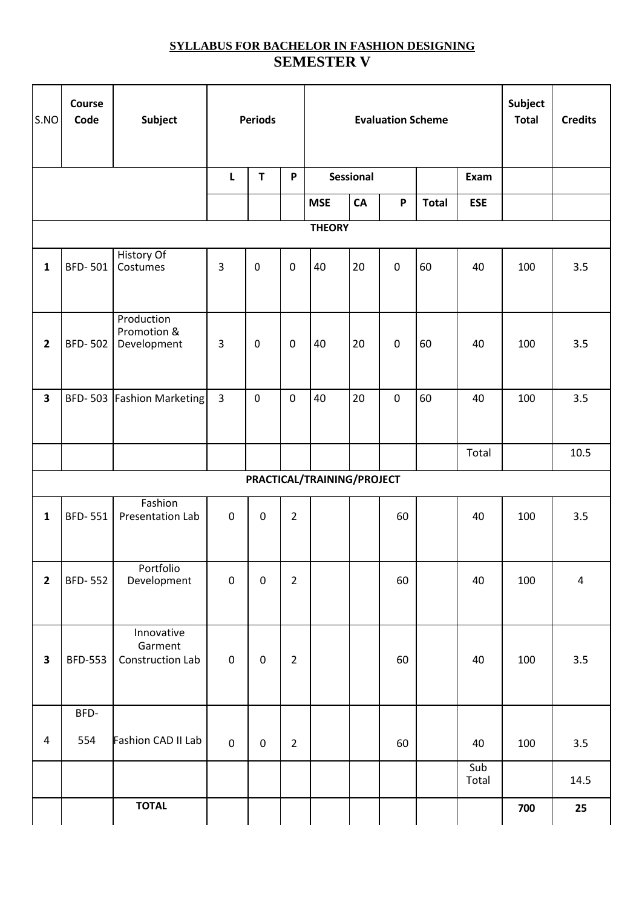**SYLLABUS FOR BACHELOR IN FASHION DESIGNING**

## SEMESTER V

| S.NO | Course Code | Subject | Periods | | | Evaluation Scheme | | | | | Subject Total | Credits |
|---|---|---|---|---|---|---|---|---|---|---|---|---|
| | | | L | T | P | Sessional | | | | Exam | | |
| | | | | | | MSE | CA | P | Total | ESE | | |
| **THEORY** | | | | | | | | | | | | |
| **1** | BFD- 501 | History Of Costumes | 3 | 0 | 0 | 40 | 20 | 0 | 60 | 40 | 100 | 3.5 |
| **2** | BFD- 502 | Production Promotion & Development | 3 | 0 | 0 | 40 | 20 | 0 | 60 | 40 | 100 | 3.5 |
| **3** | BFD- 503 | Fashion Marketing | 3 | 0 | 0 | 40 | 20 | 0 | 60 | 40 | 100 | 3.5 |
| | | | | | | | | | | Total | | 10.5 |
| **PRACTICAL/TRAINING/PROJECT** | | | | | | | | | | | | |
| **1** | BFD- 551 | Fashion Presentation Lab | 0 | 0 | 2 | | | 60 | | 40 | 100 | 3.5 |
| **2** | BFD- 552 | Portfolio Development | 0 | 0 | 2 | | | 60 | | 40 | 100 | 4 |
| **3** | BFD-553 | Innovative Garment Construction Lab | 0 | 0 | 2 | | | 60 | | 40 | 100 | 3.5 |
| 4 | BFD-554 | Fashion CAD II Lab | 0 | 0 | 2 | | | 60 | | 40 | 100 | 3.5 |
| | | | | | | | | | | Sub Total | | 14.5 |
| | | **TOTAL** | | | | | | | | | **700** | **25** |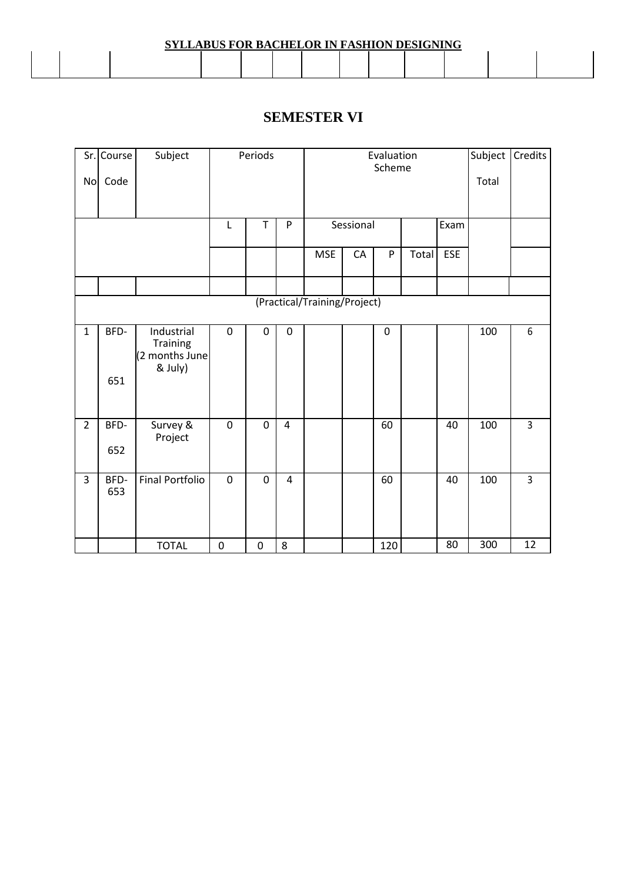**SYLLABUS FOR BACHELOR IN FASHION DESIGNING**

# SEMESTER VI

| Sr. No | Course Code | Subject | Periods | | | Evaluation Scheme | | | | | Subject Total | Credits |
|---|---|---|---|---|---|---|---|---|---|---|---|---|
| | | | L | T | P | Sessional | | | | Exam | | |
| | | | | | | MSE | CA | P | Total | ESE | | |
| | | | | | | | | | | | | |
| (Practical/Training/Project) | | | | | | | | | | | | |
| 1 | BFD-651 | Industrial Training (2 months June & July) | 0 | 0 | 0 | | | 0 | | | 100 | 6 |
| 2 | BFD-652 | Survey & Project | 0 | 0 | 4 | | | 60 | | 40 | 100 | 3 |
| 3 | BFD-653 | Final Portfolio | 0 | 0 | 4 | | | 60 | | 40 | 100 | 3 |
| | | TOTAL | 0 | 0 | 8 | | | 120 | | 80 | 300 | 12 |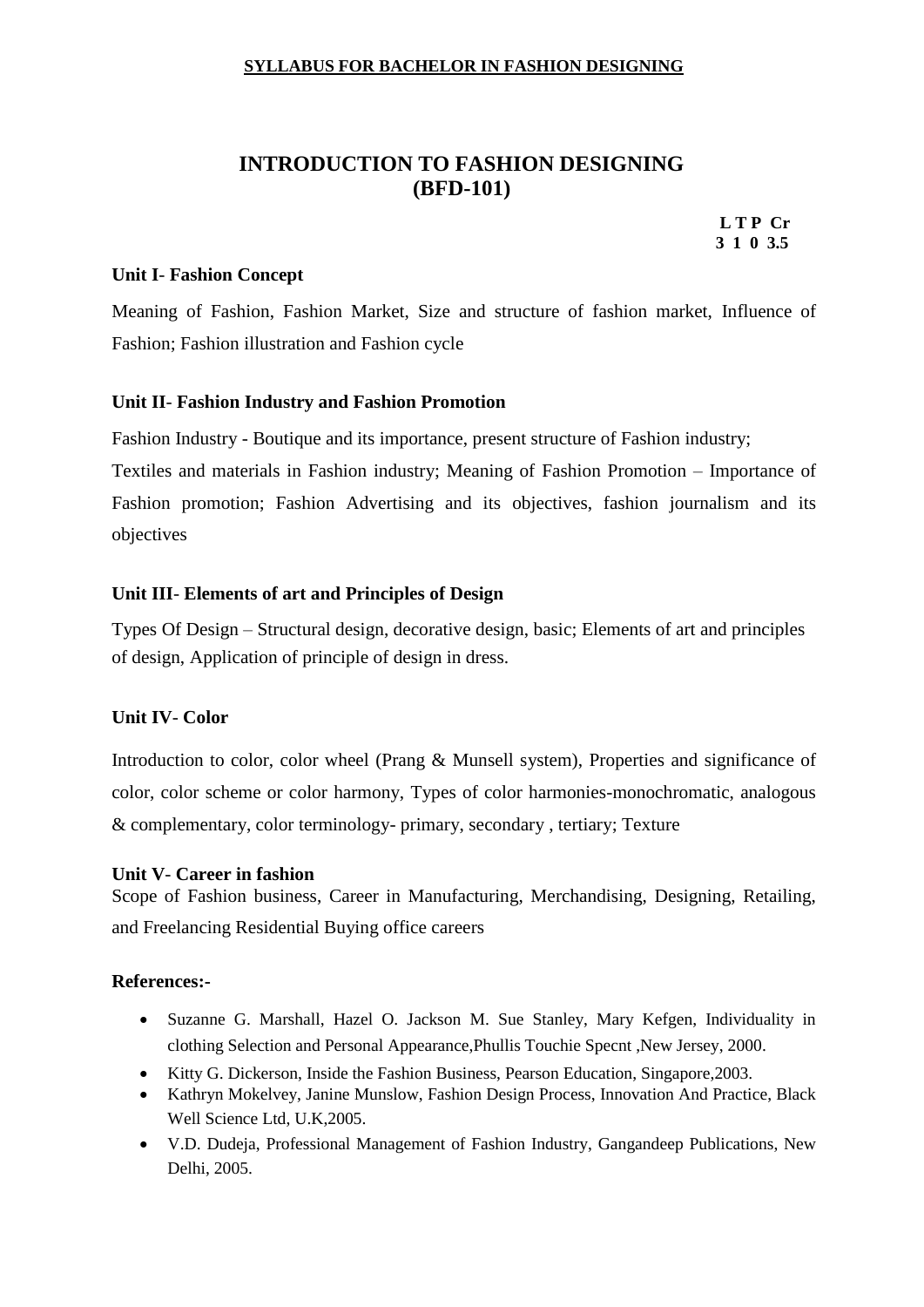**SYLLABUS FOR BACHELOR IN FASHION DESIGNING**

# INTRODUCTION TO FASHION DESIGNING (BFD-101)

| L | T | P | Cr |
|---|---|---|---|
| 3 | 1 | 0 | 3.5 |

### Unit I- Fashion Concept

Meaning of Fashion, Fashion Market, Size and structure of fashion market, Influence of Fashion; Fashion illustration and Fashion cycle

### Unit II- Fashion Industry and Fashion Promotion

Fashion Industry - Boutique and its importance, present structure of Fashion industry;
Textiles and materials in Fashion industry; Meaning of Fashion Promotion – Importance of Fashion promotion; Fashion Advertising and its objectives, fashion journalism and its objectives

### Unit III- Elements of art and Principles of Design

Types Of Design – Structural design, decorative design, basic; Elements of art and principles of design, Application of principle of design in dress.

### Unit IV- Color

Introduction to color, color wheel (Prang & Munsell system), Properties and significance of color, color scheme or color harmony, Types of color harmonies-monochromatic, analogous & complementary, color terminology- primary, secondary , tertiary; Texture

### Unit V- Career in fashion

Scope of Fashion business, Career in Manufacturing, Merchandising, Designing, Retailing, and Freelancing Residential Buying office careers

### References:-

- Suzanne G. Marshall, Hazel O. Jackson M. Sue Stanley, Mary Kefgen, Individuality in clothing Selection and Personal Appearance,Phullis Touchie Specnt ,New Jersey, 2000.
- Kitty G. Dickerson, Inside the Fashion Business, Pearson Education, Singapore,2003.
- Kathryn Mokelvey, Janine Munslow, Fashion Design Process, Innovation And Practice, Black Well Science Ltd, U.K,2005.
- V.D. Dudeja, Professional Management of Fashion Industry, Gangandeep Publications, New Delhi, 2005.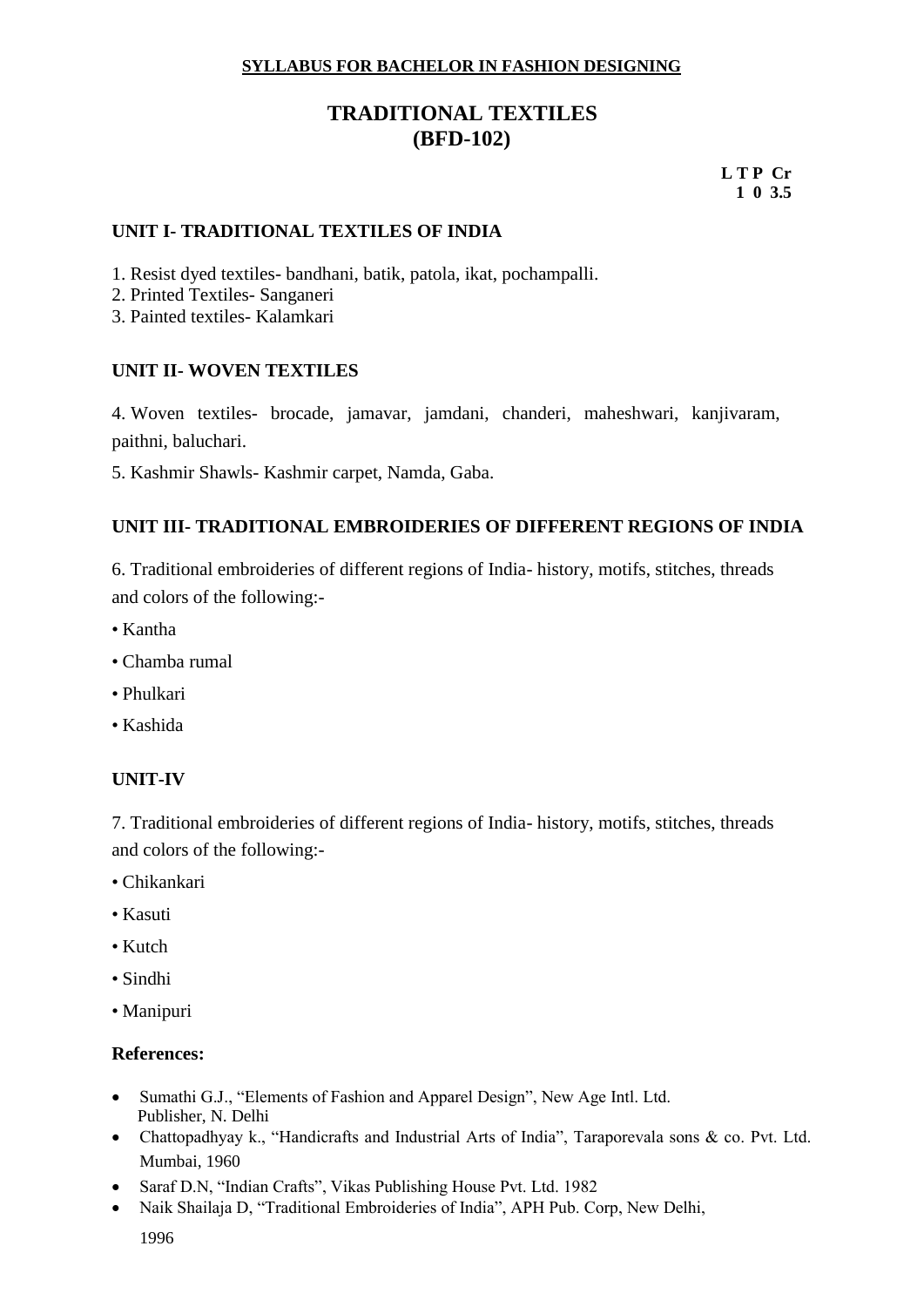**SYLLABUS FOR BACHELOR IN FASHION DESIGNING**

# TRADITIONAL TEXTILES (BFD-102)

**L T P Cr**
**1 0 3.5**

## UNIT I- TRADITIONAL TEXTILES OF INDIA

1. Resist dyed textiles- bandhani, batik, patola, ikat, pochampalli.
2. Printed Textiles- Sanganeri
3. Painted textiles- Kalamkari

## UNIT II- WOVEN TEXTILES

4. Woven textiles- brocade, jamavar, jamdani, chanderi, maheshwari, kanjivaram, paithni, baluchari.
5. Kashmir Shawls- Kashmir carpet, Namda, Gaba.

## UNIT III- TRADITIONAL EMBROIDERIES OF DIFFERENT REGIONS OF INDIA

6. Traditional embroideries of different regions of India- history, motifs, stitches, threads and colors of the following:-

- Kantha
- Chamba rumal
- Phulkari
- Kashida

## UNIT-IV

7. Traditional embroideries of different regions of India- history, motifs, stitches, threads and colors of the following:-

- Chikankari
- Kasuti
- Kutch
- Sindhi
- Manipuri

**References:**

- Sumathi G.J., "Elements of Fashion and Apparel Design", New Age Intl. Ltd. Publisher, N. Delhi
- Chattopadhyay k., "Handicrafts and Industrial Arts of India", Taraporevala sons & co. Pvt. Ltd. Mumbai, 1960
- Saraf D.N, "Indian Crafts", Vikas Publishing House Pvt. Ltd. 1982
- Naik Shailaja D, "Traditional Embroideries of India", APH Pub. Corp, New Delhi, 1996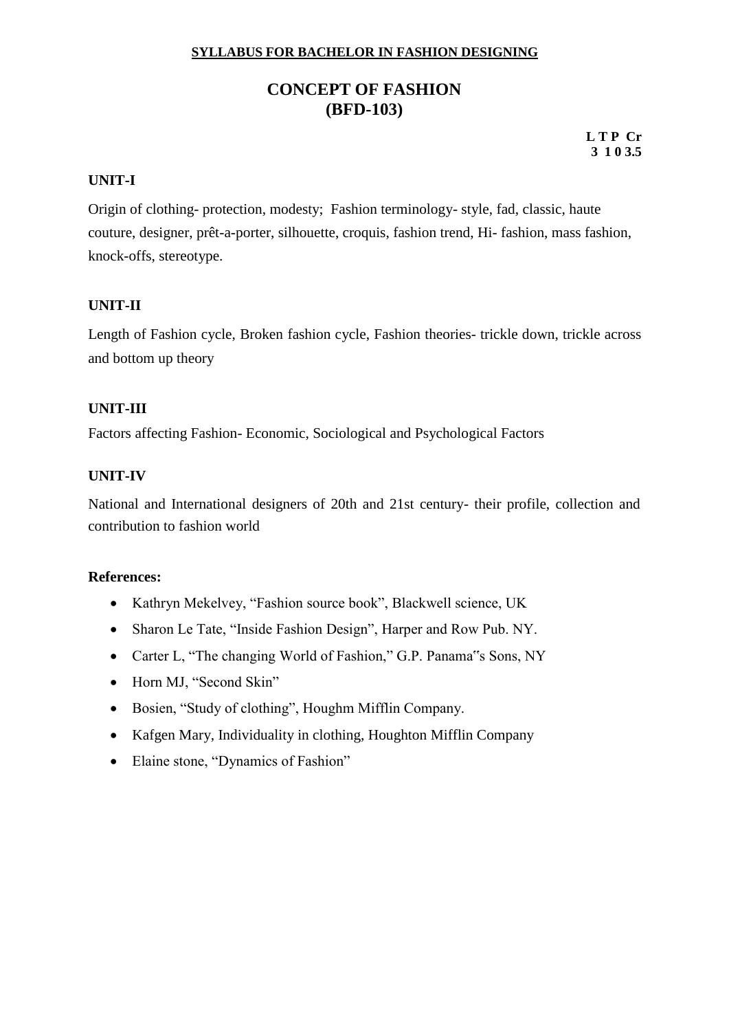**SYLLABUS FOR BACHELOR IN FASHION DESIGNING**

# CONCEPT OF FASHION
# (BFD-103)

| L | T | P | Cr |
|---|---|---|---|
| 3 | 1 | 0 | 3.5 |

### UNIT-I

Origin of clothing- protection, modesty; Fashion terminology- style, fad, classic, haute couture, designer, prêt-a-porter, silhouette, croquis, fashion trend, Hi- fashion, mass fashion, knock-offs, stereotype.

### UNIT-II

Length of Fashion cycle, Broken fashion cycle, Fashion theories- trickle down, trickle across and bottom up theory

### UNIT-III

Factors affecting Fashion- Economic, Sociological and Psychological Factors

### UNIT-IV

National and International designers of 20th and 21st century- their profile, collection and contribution to fashion world

**References:**

- Kathryn Mekelvey, "Fashion source book", Blackwell science, UK
- Sharon Le Tate, "Inside Fashion Design", Harper and Row Pub. NY.
- Carter L, "The changing World of Fashion," G.P. Panama"s Sons, NY
- Horn MJ, "Second Skin"
- Bosien, "Study of clothing", Houghm Mifflin Company.
- Kafgen Mary, Individuality in clothing, Houghton Mifflin Company
- Elaine stone, "Dynamics of Fashion"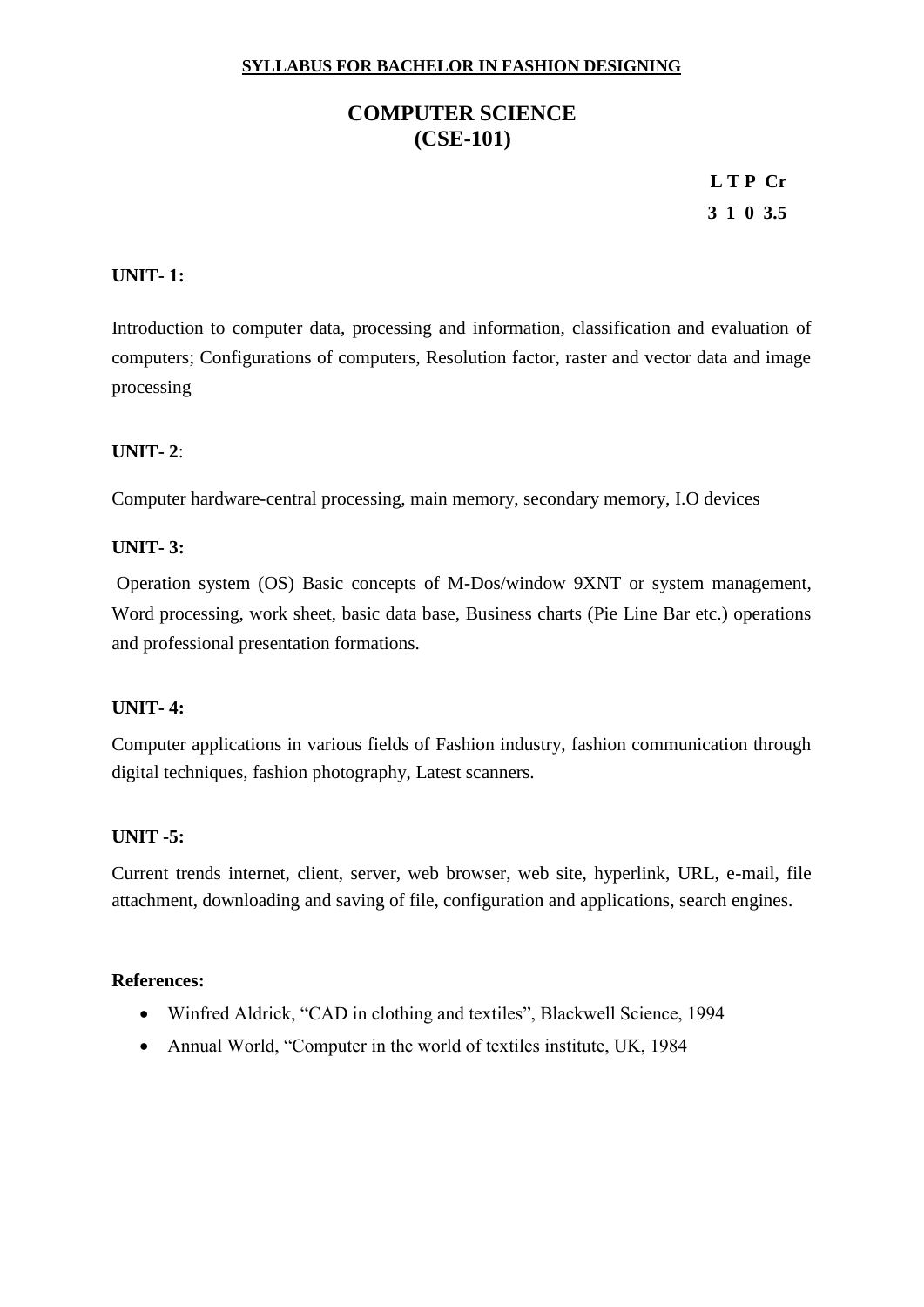**SYLLABUS FOR BACHELOR IN FASHION DESIGNING**

# COMPUTER SCIENCE
# (CSE-101)

| L | T | P | Cr |
|---|---|---|---|
| 3 | 1 | 0 | 3.5 |

**UNIT- 1:**

Introduction to computer data, processing and information, classification and evaluation of computers; Configurations of computers, Resolution factor, raster and vector data and image processing

**UNIT- 2**:

Computer hardware-central processing, main memory, secondary memory, I.O devices

**UNIT- 3:**

Operation system (OS) Basic concepts of M-Dos/window 9XNT or system management, Word processing, work sheet, basic data base, Business charts (Pie Line Bar etc.) operations and professional presentation formations.

**UNIT- 4:**

Computer applications in various fields of Fashion industry, fashion communication through digital techniques, fashion photography, Latest scanners.

**UNIT -5:**

Current trends internet, client, server, web browser, web site, hyperlink, URL, e-mail, file attachment, downloading and saving of file, configuration and applications, search engines.

**References:**

- Winfred Aldrick, "CAD in clothing and textiles", Blackwell Science, 1994
- Annual World, "Computer in the world of textiles institute, UK, 1984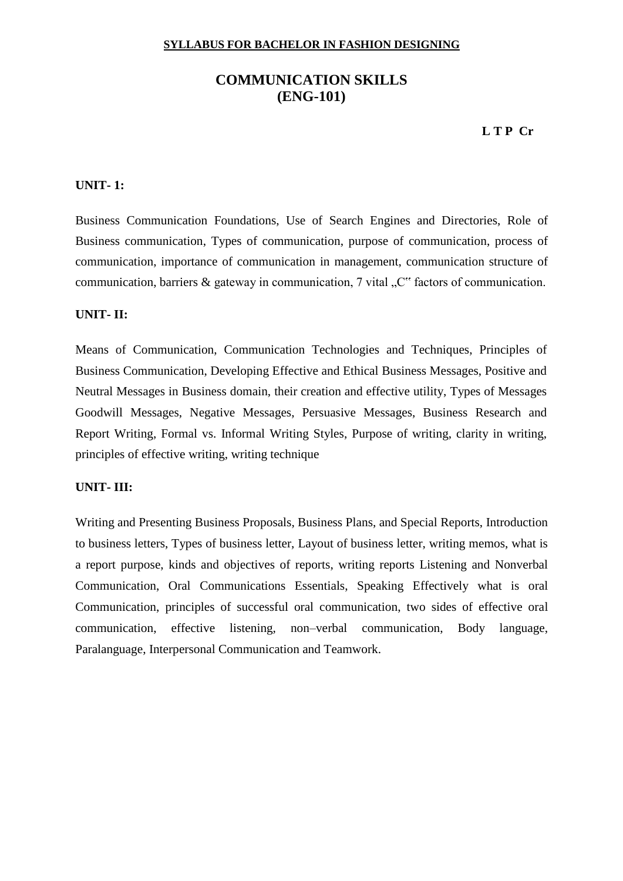**SYLLABUS FOR BACHELOR IN FASHION DESIGNING**

# COMMUNICATION SKILLS
# (ENG-101)

**L T P Cr**

**UNIT- 1:**

Business Communication Foundations, Use of Search Engines and Directories, Role of Business communication, Types of communication, purpose of communication, process of communication, importance of communication in management, communication structure of communication, barriers & gateway in communication, 7 vital „C" factors of communication.

**UNIT- II:**

Means of Communication, Communication Technologies and Techniques, Principles of Business Communication, Developing Effective and Ethical Business Messages, Positive and Neutral Messages in Business domain, their creation and effective utility, Types of Messages Goodwill Messages, Negative Messages, Persuasive Messages, Business Research and Report Writing, Formal vs. Informal Writing Styles, Purpose of writing, clarity in writing, principles of effective writing, writing technique

**UNIT- III:**

Writing and Presenting Business Proposals, Business Plans, and Special Reports, Introduction to business letters, Types of business letter, Layout of business letter, writing memos, what is a report purpose, kinds and objectives of reports, writing reports Listening and Nonverbal Communication, Oral Communications Essentials, Speaking Effectively what is oral Communication, principles of successful oral communication, two sides of effective oral communication, effective listening, non–verbal communication, Body language, Paralanguage, Interpersonal Communication and Teamwork.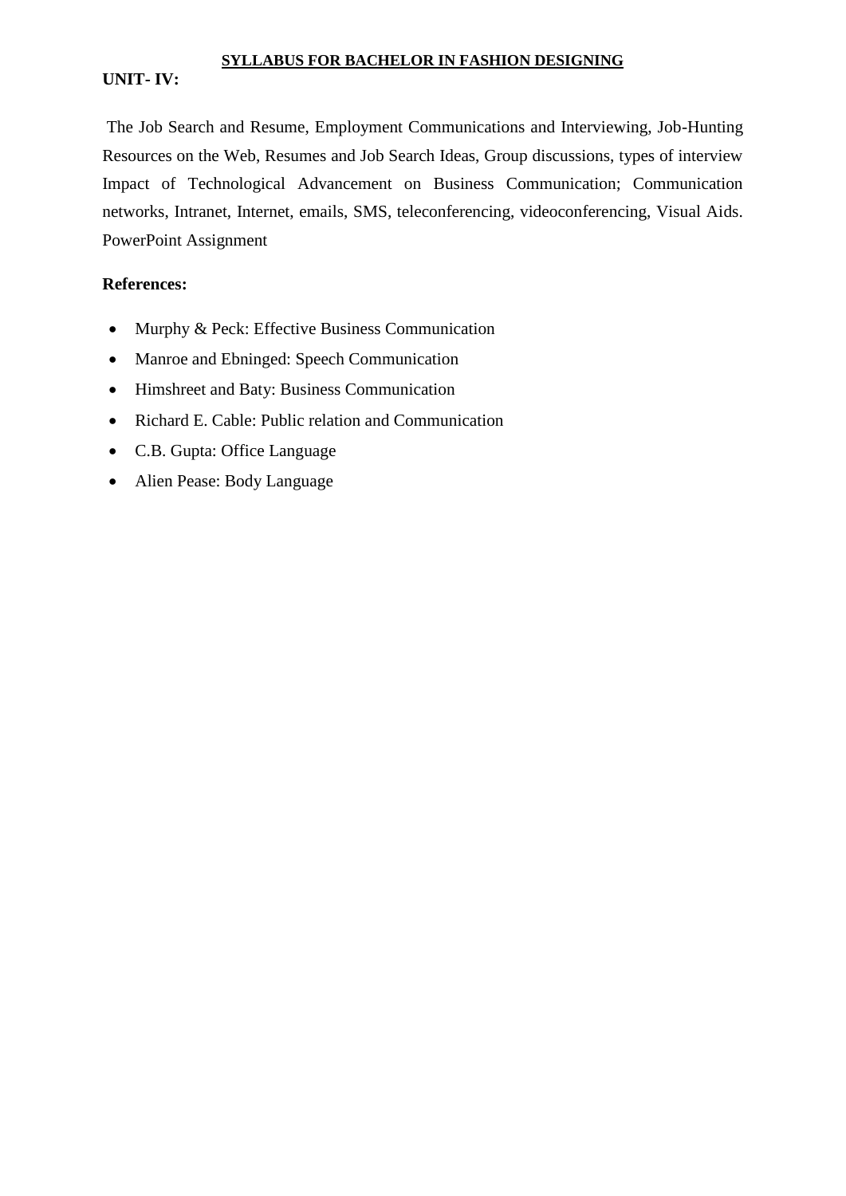**SYLLABUS FOR BACHELOR IN FASHION DESIGNING**

**UNIT- IV:**

The Job Search and Resume, Employment Communications and Interviewing, Job-Hunting Resources on the Web, Resumes and Job Search Ideas, Group discussions, types of interview Impact of Technological Advancement on Business Communication; Communication networks, Intranet, Internet, emails, SMS, teleconferencing, videoconferencing, Visual Aids. PowerPoint Assignment

**References:**

- Murphy & Peck: Effective Business Communication
- Manroe and Ebninged: Speech Communication
- Himshreet and Baty: Business Communication
- Richard E. Cable: Public relation and Communication
- C.B. Gupta: Office Language
- Alien Pease: Body Language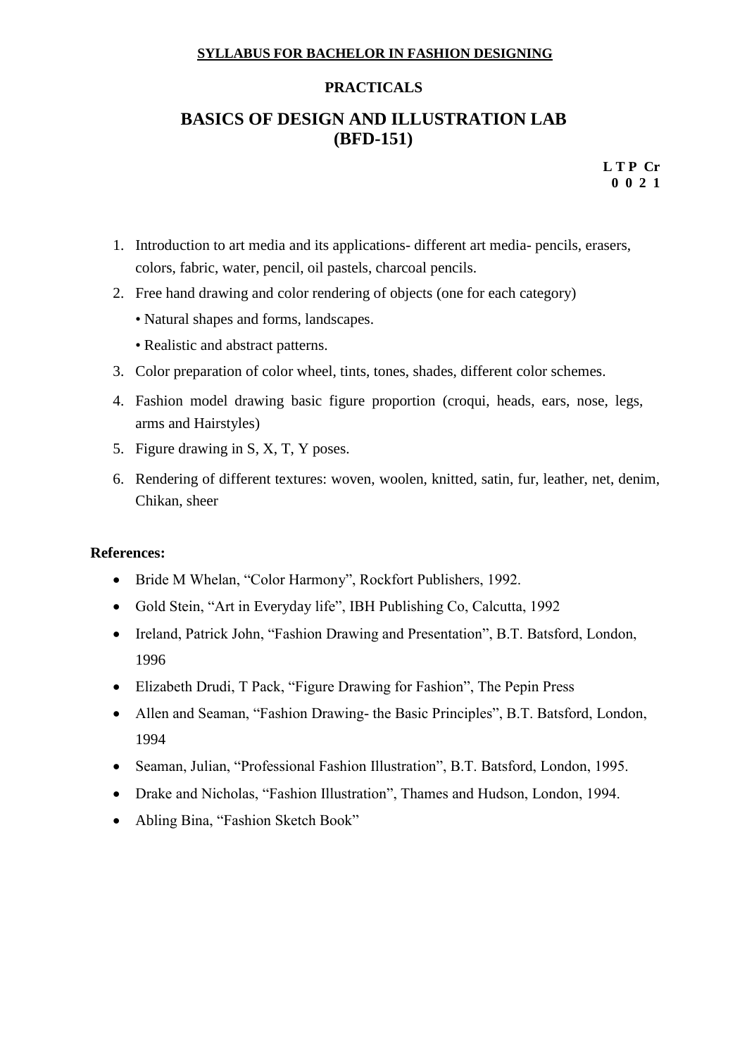**SYLLABUS FOR BACHELOR IN FASHION DESIGNING**

**PRACTICALS**

## BASICS OF DESIGN AND ILLUSTRATION LAB (BFD-151)

| L | T | P | Cr |
|---|---|---|---|
| 0 | 0 | 2 | 1 |

1. Introduction to art media and its applications- different art media- pencils, erasers, colors, fabric, water, pencil, oil pastels, charcoal pencils.
2. Free hand drawing and color rendering of objects (one for each category)
   - Natural shapes and forms, landscapes.
   - Realistic and abstract patterns.
3. Color preparation of color wheel, tints, tones, shades, different color schemes.
4. Fashion model drawing basic figure proportion (croqui, heads, ears, nose, legs, arms and Hairstyles)
5. Figure drawing in S, X, T, Y poses.
6. Rendering of different textures: woven, woolen, knitted, satin, fur, leather, net, denim, Chikan, sheer

**References:**

- Bride M Whelan, "Color Harmony", Rockfort Publishers, 1992.
- Gold Stein, "Art in Everyday life", IBH Publishing Co, Calcutta, 1992
- Ireland, Patrick John, "Fashion Drawing and Presentation", B.T. Batsford, London, 1996
- Elizabeth Drudi, T Pack, "Figure Drawing for Fashion", The Pepin Press
- Allen and Seaman, "Fashion Drawing- the Basic Principles", B.T. Batsford, London, 1994
- Seaman, Julian, "Professional Fashion Illustration", B.T. Batsford, London, 1995.
- Drake and Nicholas, "Fashion Illustration", Thames and Hudson, London, 1994.
- Abling Bina, "Fashion Sketch Book"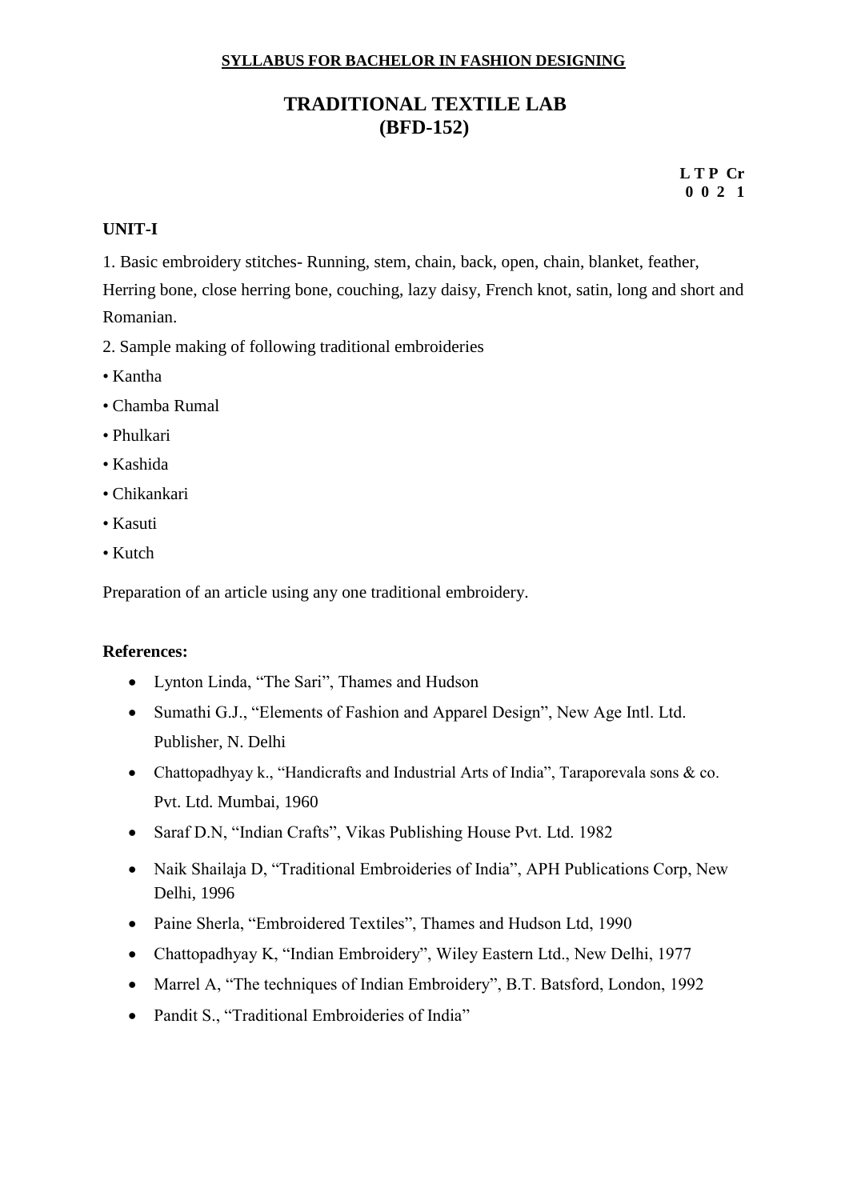**SYLLABUS FOR BACHELOR IN FASHION DESIGNING**

# TRADITIONAL TEXTILE LAB (BFD-152)

| L | T | P | Cr |
|---|---|---|---|
| 0 | 0 | 2 | 1 |

**UNIT-I**

1. Basic embroidery stitches- Running, stem, chain, back, open, chain, blanket, feather, Herring bone, close herring bone, couching, lazy daisy, French knot, satin, long and short and Romanian.

2. Sample making of following traditional embroideries

• Kantha

• Chamba Rumal

• Phulkari

• Kashida

• Chikankari

• Kasuti

• Kutch

Preparation of an article using any one traditional embroidery.

**References:**

- Lynton Linda, "The Sari", Thames and Hudson
- Sumathi G.J., "Elements of Fashion and Apparel Design", New Age Intl. Ltd. Publisher, N. Delhi
- Chattopadhyay k., "Handicrafts and Industrial Arts of India", Taraporevala sons & co. Pvt. Ltd. Mumbai, 1960
- Saraf D.N, "Indian Crafts", Vikas Publishing House Pvt. Ltd. 1982
- Naik Shailaja D, "Traditional Embroideries of India", APH Publications Corp, New Delhi, 1996
- Paine Sherla, "Embroidered Textiles", Thames and Hudson Ltd, 1990
- Chattopadhyay K, "Indian Embroidery", Wiley Eastern Ltd., New Delhi, 1977
- Marrel A, "The techniques of Indian Embroidery", B.T. Batsford, London, 1992
- Pandit S., "Traditional Embroideries of India"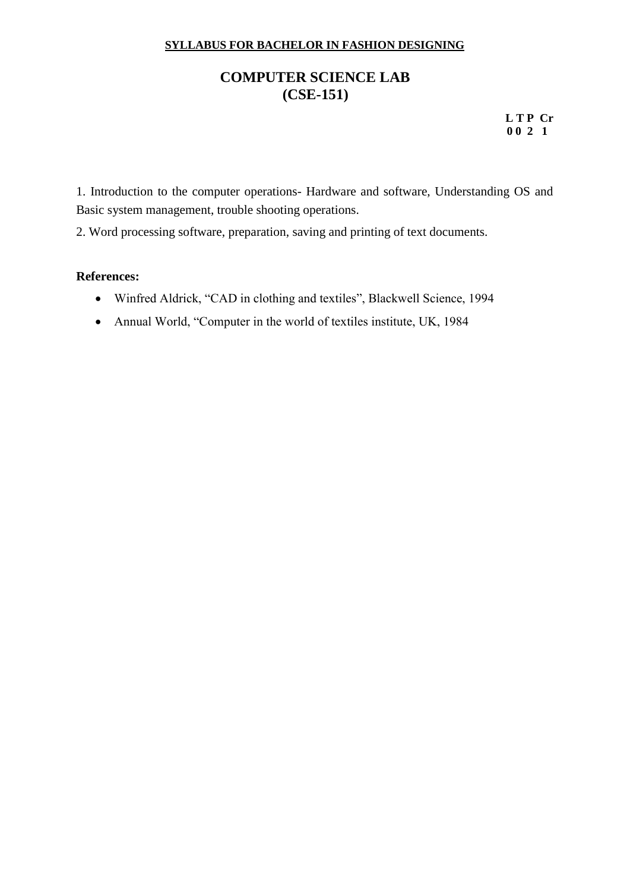**SYLLABUS FOR BACHELOR IN FASHION DESIGNING**

# COMPUTER SCIENCE LAB
# (CSE-151)

| L | T | P | Cr |
|---|---|---|---|
| 0 | 0 | 2 | 1 |

1. Introduction to the computer operations- Hardware and software, Understanding OS and Basic system management, trouble shooting operations.

2. Word processing software, preparation, saving and printing of text documents.

**References:**

- Winfred Aldrick, "CAD in clothing and textiles", Blackwell Science, 1994
- Annual World, "Computer in the world of textiles institute, UK, 1984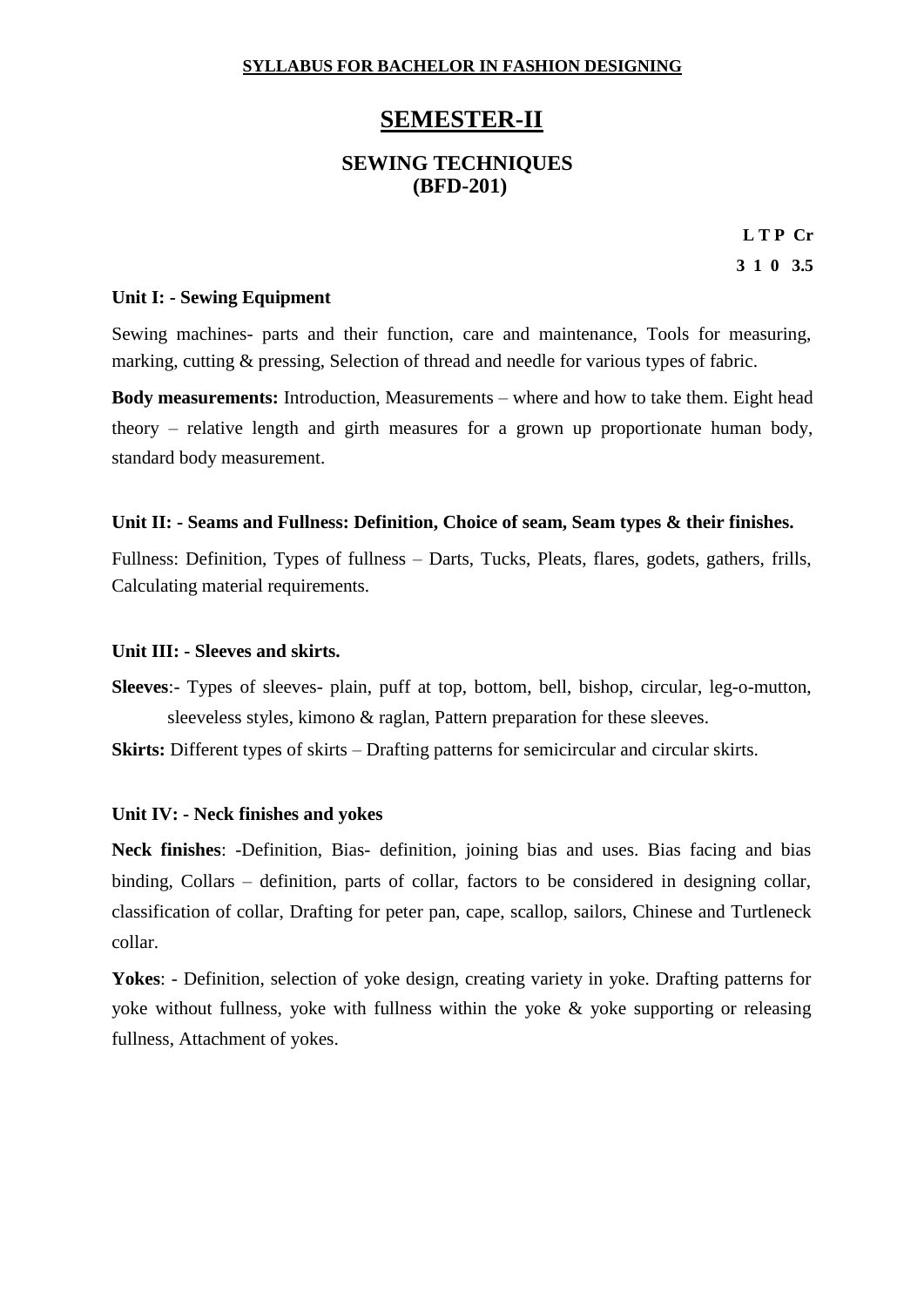**SYLLABUS FOR BACHELOR IN FASHION DESIGNING**

# SEMESTER-II

## SEWING TECHNIQUES (BFD-201)

| L | T | P | Cr |
|---|---|---|---|
| 3 | 1 | 0 | 3.5 |

**Unit I: - Sewing Equipment**

Sewing machines- parts and their function, care and maintenance, Tools for measuring, marking, cutting & pressing, Selection of thread and needle for various types of fabric.

**Body measurements:** Introduction, Measurements – where and how to take them. Eight head theory – relative length and girth measures for a grown up proportionate human body, standard body measurement.

**Unit II: - Seams and Fullness: Definition, Choice of seam, Seam types & their finishes.**

Fullness: Definition, Types of fullness – Darts, Tucks, Pleats, flares, godets, gathers, frills, Calculating material requirements.

**Unit III: - Sleeves and skirts.**

**Sleeves**:- Types of sleeves- plain, puff at top, bottom, bell, bishop, circular, leg-o-mutton, sleeveless styles, kimono & raglan, Pattern preparation for these sleeves.

**Skirts:** Different types of skirts – Drafting patterns for semicircular and circular skirts.

**Unit IV: - Neck finishes and yokes**

**Neck finishes**: -Definition, Bias- definition, joining bias and uses. Bias facing and bias binding, Collars – definition, parts of collar, factors to be considered in designing collar, classification of collar, Drafting for peter pan, cape, scallop, sailors, Chinese and Turtleneck collar.

**Yokes**: - Definition, selection of yoke design, creating variety in yoke. Drafting patterns for yoke without fullness, yoke with fullness within the yoke & yoke supporting or releasing fullness, Attachment of yokes.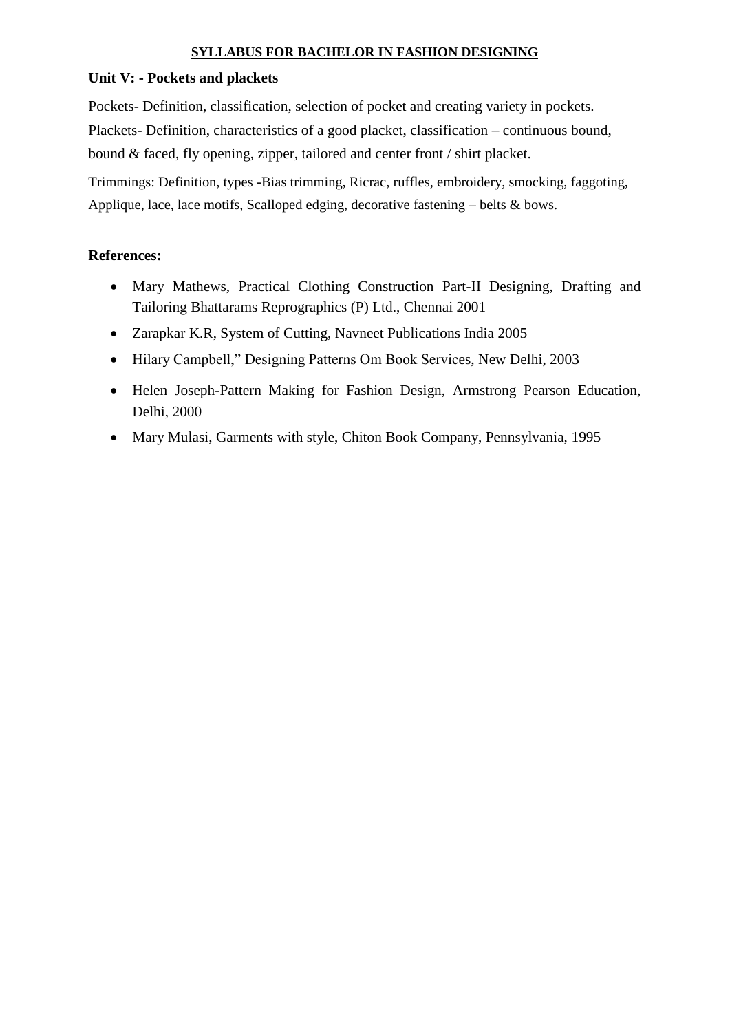**SYLLABUS FOR BACHELOR IN FASHION DESIGNING**

### Unit V: - Pockets and plackets

Pockets- Definition, classification, selection of pocket and creating variety in pockets.
Plackets- Definition, characteristics of a good placket, classification – continuous bound, bound & faced, fly opening, zipper, tailored and center front / shirt placket.

Trimmings: Definition, types -Bias trimming, Ricrac, ruffles, embroidery, smocking, faggoting, Applique, lace, lace motifs, Scalloped edging, decorative fastening – belts & bows.

**References:**

- Mary Mathews, Practical Clothing Construction Part-II Designing, Drafting and Tailoring Bhattarams Reprographics (P) Ltd., Chennai 2001
- Zarapkar K.R, System of Cutting, Navneet Publications India 2005
- Hilary Campbell," Designing Patterns Om Book Services, New Delhi, 2003
- Helen Joseph-Pattern Making for Fashion Design, Armstrong Pearson Education, Delhi, 2000
- Mary Mulasi, Garments with style, Chiton Book Company, Pennsylvania, 1995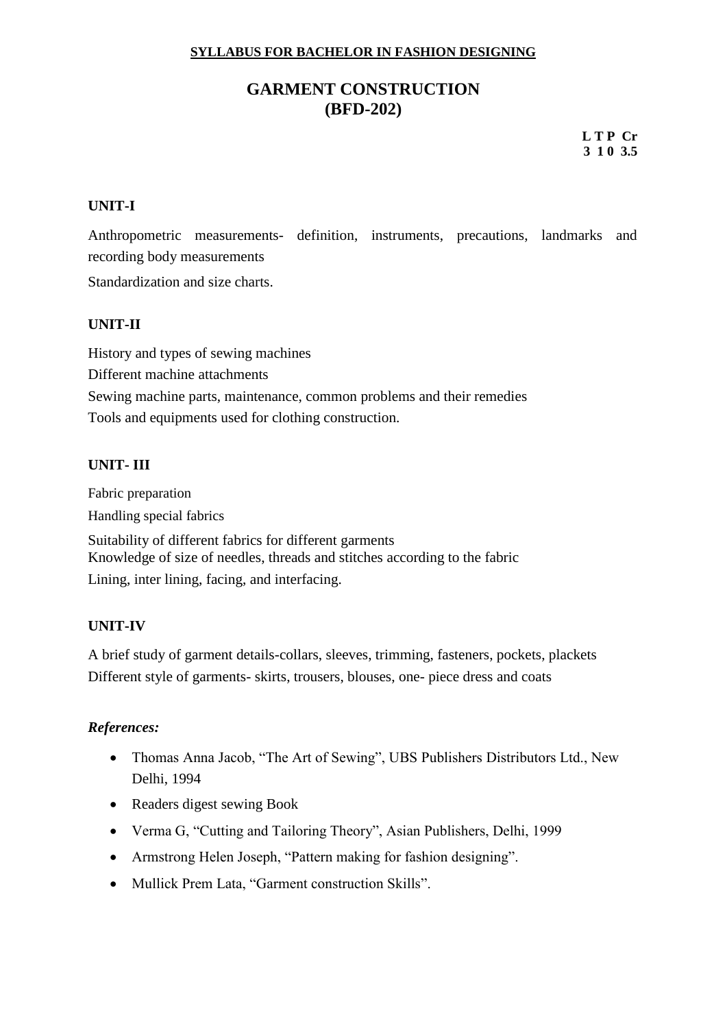**SYLLABUS FOR BACHELOR IN FASHION DESIGNING**

# GARMENT CONSTRUCTION (BFD-202)

| L | T | P | Cr |
|---|---|---|---|
| 3 | 1 | 0 | 3.5 |

## UNIT-I

Anthropometric measurements- definition, instruments, precautions, landmarks and recording body measurements

Standardization and size charts.

## UNIT-II

History and types of sewing machines

Different machine attachments

Sewing machine parts, maintenance, common problems and their remedies

Tools and equipments used for clothing construction.

## UNIT- III

Fabric preparation

Handling special fabrics

Suitability of different fabrics for different garments

Knowledge of size of needles, threads and stitches according to the fabric

Lining, inter lining, facing, and interfacing.

## UNIT-IV

A brief study of garment details-collars, sleeves, trimming, fasteners, pockets, plackets

Different style of garments- skirts, trousers, blouses, one- piece dress and coats

### *References:*

- Thomas Anna Jacob, "The Art of Sewing", UBS Publishers Distributors Ltd., New Delhi, 1994
- Readers digest sewing Book
- Verma G, "Cutting and Tailoring Theory", Asian Publishers, Delhi, 1999
- Armstrong Helen Joseph, "Pattern making for fashion designing".
- Mullick Prem Lata, "Garment construction Skills".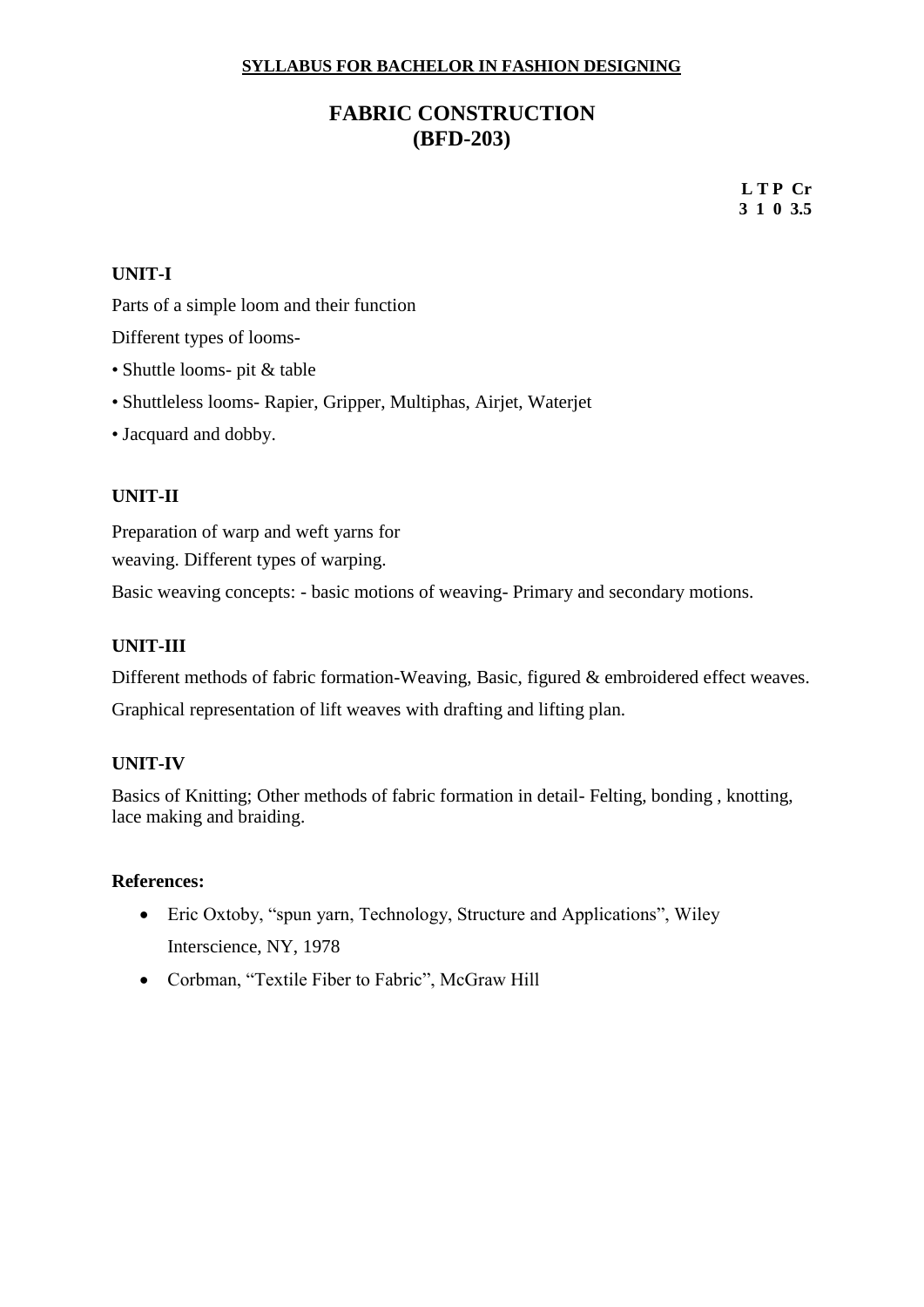**SYLLABUS FOR BACHELOR IN FASHION DESIGNING**

# FABRIC CONSTRUCTION (BFD-203)

| L | T | P | Cr |
|---|---|---|---|
| 3 | 1 | 0 | 3.5 |

## UNIT-I

Parts of a simple loom and their function

Different types of looms-

- Shuttle looms- pit & table
- Shuttleless looms- Rapier, Gripper, Multiphas, Airjet, Waterjet
- Jacquard and dobby.

## UNIT-II

Preparation of warp and weft yarns for weaving. Different types of warping.

Basic weaving concepts: - basic motions of weaving- Primary and secondary motions.

## UNIT-III

Different methods of fabric formation-Weaving, Basic, figured & embroidered effect weaves.

Graphical representation of lift weaves with drafting and lifting plan.

## UNIT-IV

Basics of Knitting; Other methods of fabric formation in detail- Felting, bonding , knotting, lace making and braiding.

**References:**

- Eric Oxtoby, "spun yarn, Technology, Structure and Applications", Wiley Interscience, NY, 1978
- Corbman, "Textile Fiber to Fabric", McGraw Hill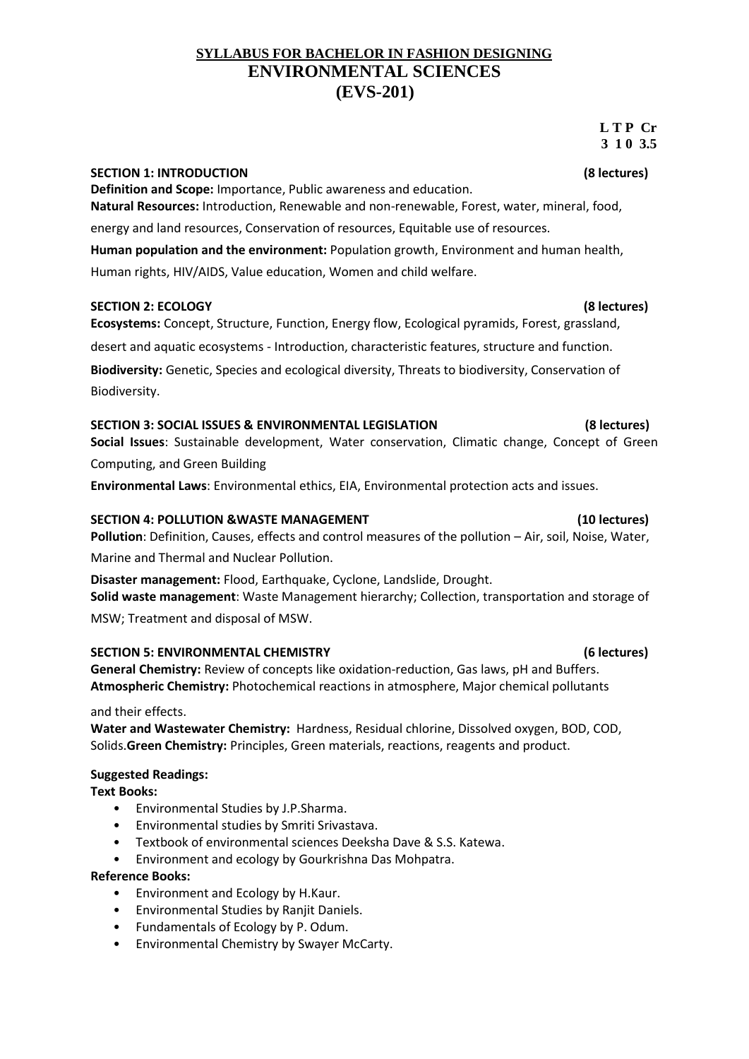## SYLLABUS FOR BACHELOR IN FASHION DESIGNING

# ENVIRONMENTAL SCIENCES

# (EVS-201)

| L | T | P | Cr |
|---|---|---|---|
| 3 | 1 | 0 | 3.5 |

**SECTION 1: INTRODUCTION** **(8 lectures)**

**Definition and Scope:** Importance, Public awareness and education.

**Natural Resources:** Introduction, Renewable and non-renewable, Forest, water, mineral, food, energy and land resources, Conservation of resources, Equitable use of resources.

**Human population and the environment:** Population growth, Environment and human health, Human rights, HIV/AIDS, Value education, Women and child welfare.

**SECTION 2: ECOLOGY** **(8 lectures)**

**Ecosystems:** Concept, Structure, Function, Energy flow, Ecological pyramids, Forest, grassland, desert and aquatic ecosystems - Introduction, characteristic features, structure and function.

**Biodiversity:** Genetic, Species and ecological diversity, Threats to biodiversity, Conservation of Biodiversity.

**SECTION 3: SOCIAL ISSUES & ENVIRONMENTAL LEGISLATION** **(8 lectures)**

**Social Issues**: Sustainable development, Water conservation, Climatic change, Concept of Green Computing, and Green Building

**Environmental Laws**: Environmental ethics, EIA, Environmental protection acts and issues.

**SECTION 4: POLLUTION &WASTE MANAGEMENT** **(10 lectures)**

**Pollution**: Definition, Causes, effects and control measures of the pollution – Air, soil, Noise, Water, Marine and Thermal and Nuclear Pollution.

**Disaster management:** Flood, Earthquake, Cyclone, Landslide, Drought.

**Solid waste management**: Waste Management hierarchy; Collection, transportation and storage of MSW; Treatment and disposal of MSW.

**SECTION 5: ENVIRONMENTAL CHEMISTRY** **(6 lectures)**

**General Chemistry:** Review of concepts like oxidation-reduction, Gas laws, pH and Buffers.

**Atmospheric Chemistry:** Photochemical reactions in atmosphere, Major chemical pollutants and their effects.

**Water and Wastewater Chemistry:** Hardness, Residual chlorine, Dissolved oxygen, BOD, COD, Solids.**Green Chemistry:** Principles, Green materials, reactions, reagents and product.

**Suggested Readings:**

**Text Books:**

- Environmental Studies by J.P.Sharma.
- Environmental studies by Smriti Srivastava.
- Textbook of environmental sciences Deeksha Dave & S.S. Katewa.
- Environment and ecology by Gourkrishna Das Mohpatra.

**Reference Books:**

- Environment and Ecology by H.Kaur.
- Environmental Studies by Ranjit Daniels.
- Fundamentals of Ecology by P. Odum.
- Environmental Chemistry by Swayer McCarty.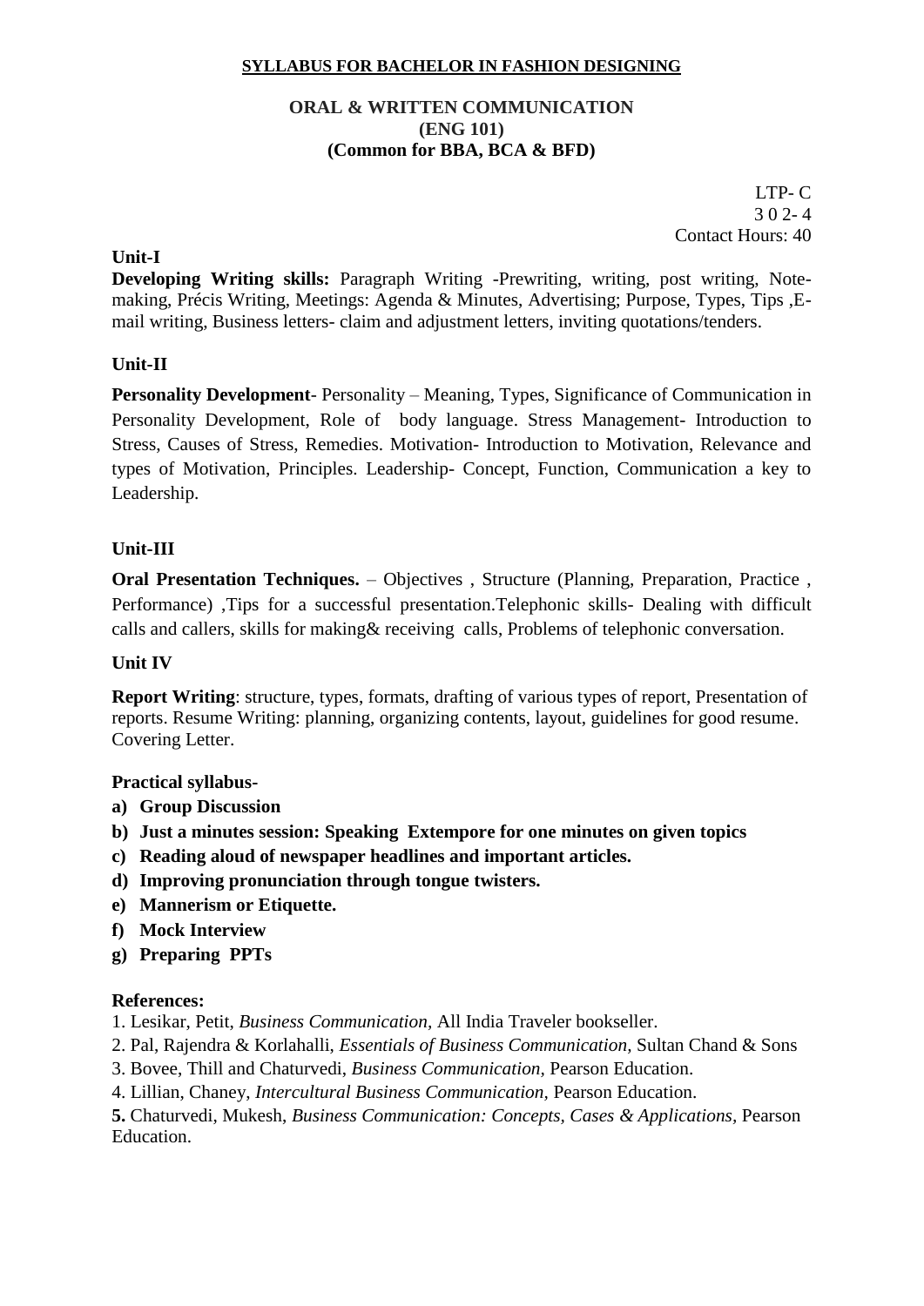**SYLLABUS FOR BACHELOR IN FASHION DESIGNING**

## ORAL & WRITTEN COMMUNICATION
## (ENG 101)
## (Common for BBA, BCA & BFD)

LTP- C
3 0 2- 4
Contact Hours: 40

### Unit-I

**Developing Writing skills:** Paragraph Writing -Prewriting, writing, post writing, Note-making, Précis Writing, Meetings: Agenda & Minutes, Advertising; Purpose, Types, Tips ,E-mail writing, Business letters- claim and adjustment letters, inviting quotations/tenders.

### Unit-II

**Personality Development**- Personality – Meaning, Types, Significance of Communication in Personality Development, Role of body language. Stress Management- Introduction to Stress, Causes of Stress, Remedies. Motivation- Introduction to Motivation, Relevance and types of Motivation, Principles. Leadership- Concept, Function, Communication a key to Leadership.

### Unit-III

**Oral Presentation Techniques.** – Objectives , Structure (Planning, Preparation, Practice , Performance) ,Tips for a successful presentation.Telephonic skills- Dealing with difficult calls and callers, skills for making& receiving calls, Problems of telephonic conversation.

### Unit IV

**Report Writing**: structure, types, formats, drafting of various types of report, Presentation of reports. Resume Writing: planning, organizing contents, layout, guidelines for good resume. Covering Letter.

**Practical syllabus-**

a) **Group Discussion**
b) **Just a minutes session: Speaking Extempore for one minutes on given topics**
c) **Reading aloud of newspaper headlines and important articles.**
d) **Improving pronunciation through tongue twisters.**
e) **Mannerism or Etiquette.**
f) **Mock Interview**
g) **Preparing PPTs**

**References:**

1. Lesikar, Petit, *Business Communication,* All India Traveler bookseller.
2. Pal, Rajendra & Korlahalli, *Essentials of Business Communication,* Sultan Chand & Sons
3. Bovee, Thill and Chaturvedi, *Business Communication,* Pearson Education.
4. Lillian, Chaney, *Intercultural Business Communication,* Pearson Education.
5. Chaturvedi, Mukesh, *Business Communication: Concepts, Cases & Applications,* Pearson Education.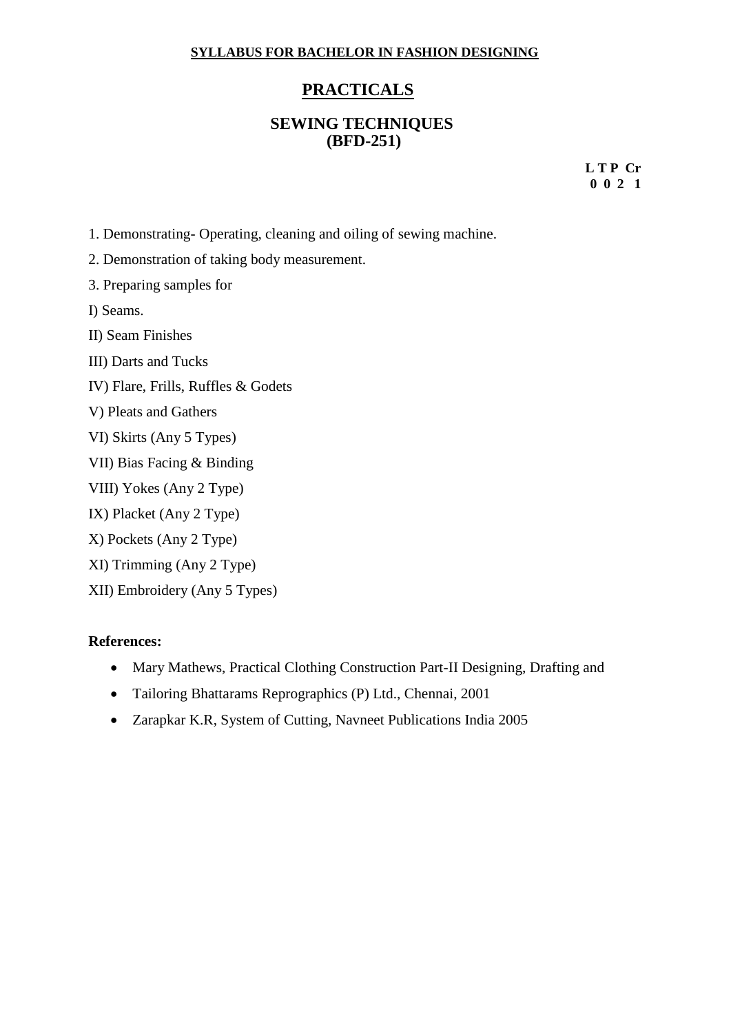**SYLLABUS FOR BACHELOR IN FASHION DESIGNING**

# PRACTICALS

## SEWING TECHNIQUES
## (BFD-251)

| L | T | P | Cr |
|---|---|---|---|
| 0 | 0 | 2 | 1 |

1. Demonstrating- Operating, cleaning and oiling of sewing machine.

2. Demonstration of taking body measurement.

3. Preparing samples for

I) Seams.

II) Seam Finishes

III) Darts and Tucks

IV) Flare, Frills, Ruffles & Godets

V) Pleats and Gathers

VI) Skirts (Any 5 Types)

VII) Bias Facing & Binding

VIII) Yokes (Any 2 Type)

IX) Placket (Any 2 Type)

X) Pockets (Any 2 Type)

XI) Trimming (Any 2 Type)

XII) Embroidery (Any 5 Types)

**References:**

- Mary Mathews, Practical Clothing Construction Part-II Designing, Drafting and
- Tailoring Bhattarams Reprographics (P) Ltd., Chennai, 2001
- Zarapkar K.R, System of Cutting, Navneet Publications India 2005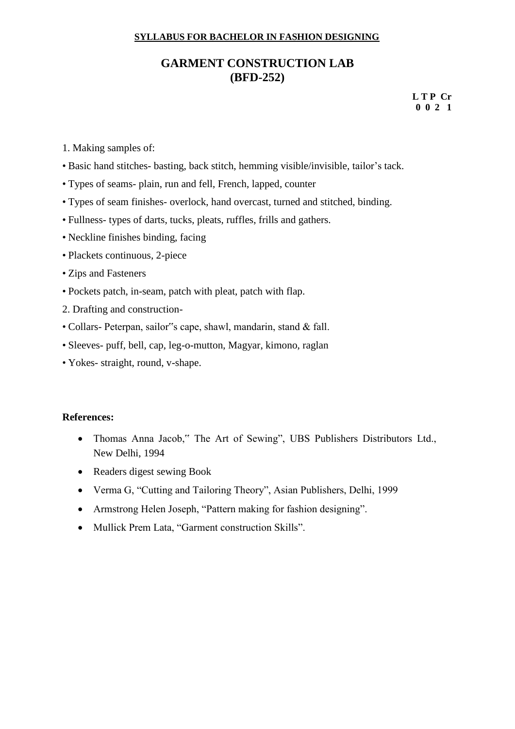**SYLLABUS FOR BACHELOR IN FASHION DESIGNING**

# GARMENT CONSTRUCTION LAB (BFD-252)

| L | T | P | Cr |
|---|---|---|---|
| 0 | 0 | 2 | 1 |

1. Making samples of:

• Basic hand stitches- basting, back stitch, hemming visible/invisible, tailor's tack.

• Types of seams- plain, run and fell, French, lapped, counter

• Types of seam finishes- overlock, hand overcast, turned and stitched, binding.

• Fullness- types of darts, tucks, pleats, ruffles, frills and gathers.

• Neckline finishes binding, facing

• Plackets continuous, 2-piece

• Zips and Fasteners

• Pockets patch, in-seam, patch with pleat, patch with flap.

2. Drafting and construction-

• Collars- Peterpan, sailor"s cape, shawl, mandarin, stand & fall.

• Sleeves- puff, bell, cap, leg-o-mutton, Magyar, kimono, raglan

• Yokes- straight, round, v-shape.

**References:**

- Thomas Anna Jacob," The Art of Sewing", UBS Publishers Distributors Ltd., New Delhi, 1994
- Readers digest sewing Book
- Verma G, "Cutting and Tailoring Theory", Asian Publishers, Delhi, 1999
- Armstrong Helen Joseph, "Pattern making for fashion designing".
- Mullick Prem Lata, "Garment construction Skills".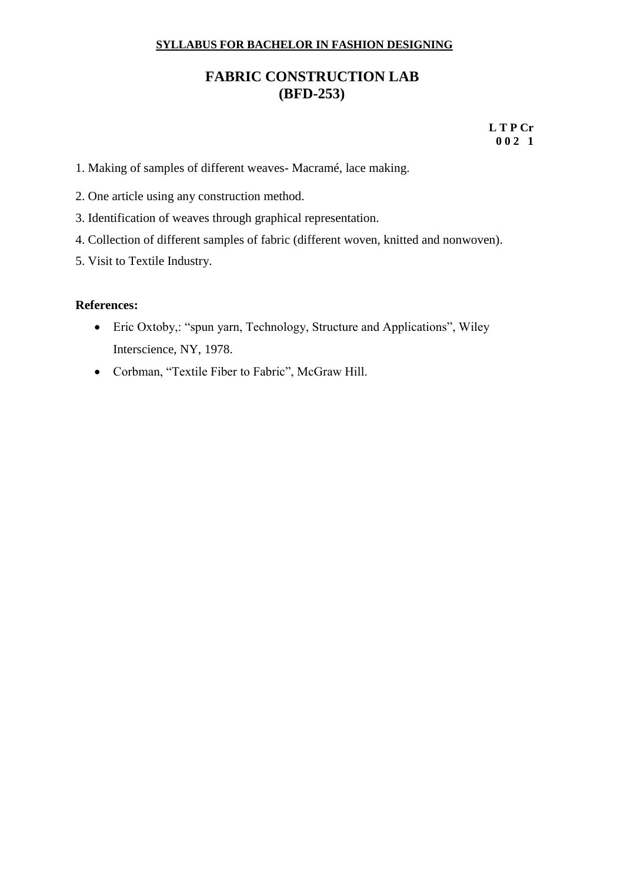**SYLLABUS FOR BACHELOR IN FASHION DESIGNING**

# FABRIC CONSTRUCTION LAB (BFD-253)

| L | T | P | Cr |
|---|---|---|---|
| 0 | 0 | 2 | 1 |

1. Making of samples of different weaves- Macramé, lace making.
2. One article using any construction method.
3. Identification of weaves through graphical representation.
4. Collection of different samples of fabric (different woven, knitted and nonwoven).
5. Visit to Textile Industry.

**References:**

- Eric Oxtoby,: "spun yarn, Technology, Structure and Applications", Wiley Interscience, NY, 1978.
- Corbman, "Textile Fiber to Fabric", McGraw Hill.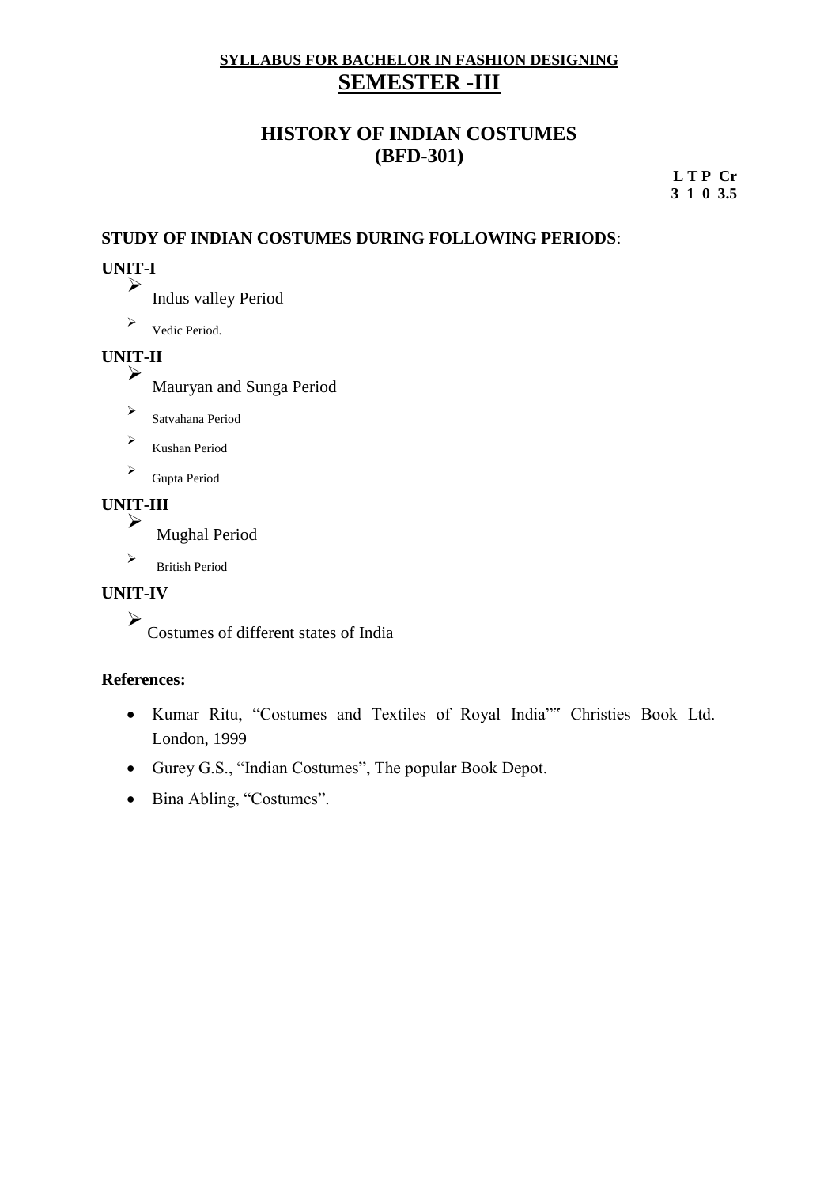**SYLLABUS FOR BACHELOR IN FASHION DESIGNING**

# SEMESTER -III

## HISTORY OF INDIAN COSTUMES (BFD-301)

| L | T | P | Cr |
|---|---|---|---|
| 3 | 1 | 0 | 3.5 |

### STUDY OF INDIAN COSTUMES DURING FOLLOWING PERIODS:

**UNIT-I**

- Indus valley Period
- Vedic Period.

**UNIT-II**

- Mauryan and Sunga Period
- Satvahana Period
- Kushan Period
- Gupta Period

**UNIT-III**

- Mughal Period
- British Period

**UNIT-IV**

- Costumes of different states of India

**References:**

- Kumar Ritu, "Costumes and Textiles of Royal India"" Christies Book Ltd. London, 1999
- Gurey G.S., "Indian Costumes", The popular Book Depot.
- Bina Abling, "Costumes".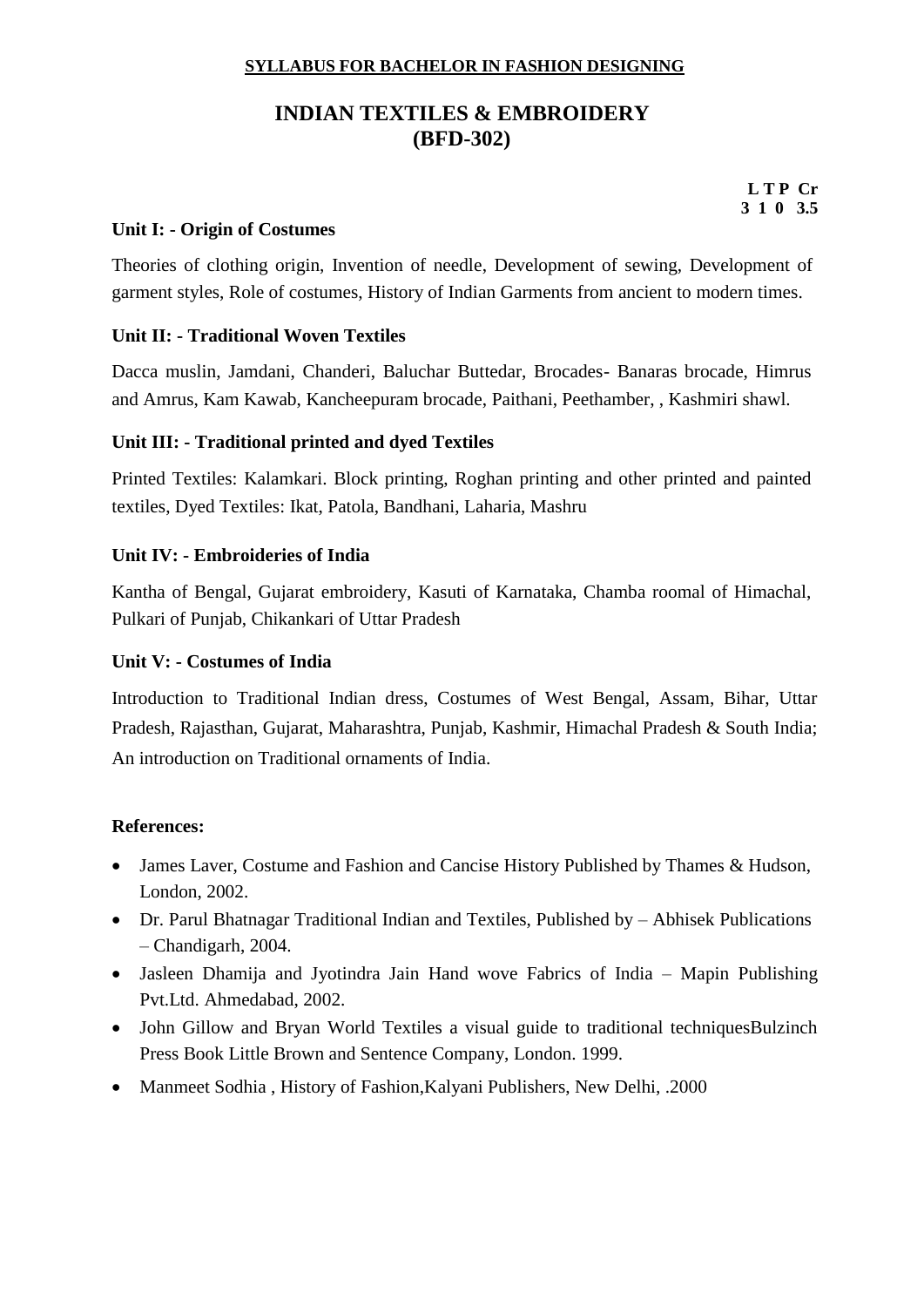**SYLLABUS FOR BACHELOR IN FASHION DESIGNING**

# INDIAN TEXTILES & EMBROIDERY (BFD-302)

| L | T | P | Cr |
|---|---|---|---|
| 3 | 1 | 0 | 3.5 |

### Unit I: - Origin of Costumes

Theories of clothing origin, Invention of needle, Development of sewing, Development of garment styles, Role of costumes, History of Indian Garments from ancient to modern times.

### Unit II: - Traditional Woven Textiles

Dacca muslin, Jamdani, Chanderi, Baluchar Buttedar, Brocades- Banaras brocade, Himrus and Amrus, Kam Kawab, Kancheepuram brocade, Paithani, Peethamber, , Kashmiri shawl.

### Unit III: - Traditional printed and dyed Textiles

Printed Textiles: Kalamkari. Block printing, Roghan printing and other printed and painted textiles, Dyed Textiles: Ikat, Patola, Bandhani, Laharia, Mashru

### Unit IV: - Embroideries of India

Kantha of Bengal, Gujarat embroidery, Kasuti of Karnataka, Chamba roomal of Himachal, Pulkari of Punjab, Chikankari of Uttar Pradesh

### Unit V: - Costumes of India

Introduction to Traditional Indian dress, Costumes of West Bengal, Assam, Bihar, Uttar Pradesh, Rajasthan, Gujarat, Maharashtra, Punjab, Kashmir, Himachal Pradesh & South India; An introduction on Traditional ornaments of India.

### References:

- James Laver, Costume and Fashion and Cancise History Published by Thames & Hudson, London, 2002.
- Dr. Parul Bhatnagar Traditional Indian and Textiles, Published by – Abhisek Publications – Chandigarh, 2004.
- Jasleen Dhamija and Jyotindra Jain Hand wove Fabrics of India – Mapin Publishing Pvt.Ltd. Ahmedabad, 2002.
- John Gillow and Bryan World Textiles a visual guide to traditional techniquesBulzinch Press Book Little Brown and Sentence Company, London. 1999.
- Manmeet Sodhia , History of Fashion,Kalyani Publishers, New Delhi, .2000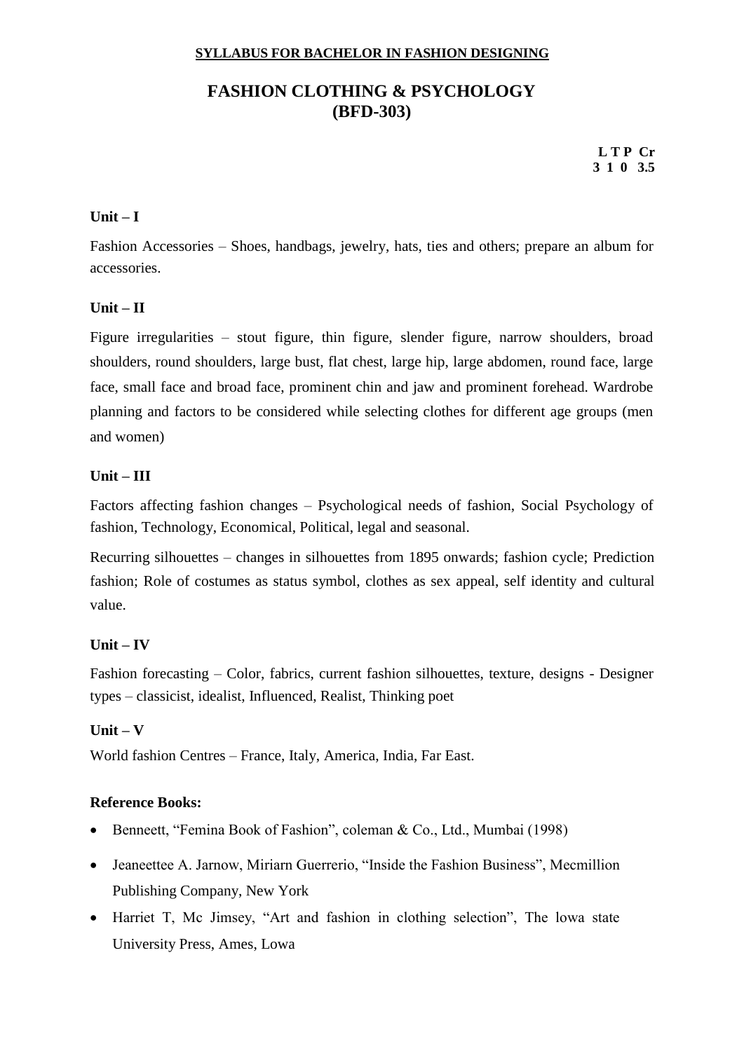**SYLLABUS FOR BACHELOR IN FASHION DESIGNING**

# FASHION CLOTHING & PSYCHOLOGY
# (BFD-303)

| L | T | P | Cr |
|---|---|---|---|
| 3 | 1 | 0 | 3.5 |

### Unit – I

Fashion Accessories – Shoes, handbags, jewelry, hats, ties and others; prepare an album for accessories.

### Unit – II

Figure irregularities – stout figure, thin figure, slender figure, narrow shoulders, broad shoulders, round shoulders, large bust, flat chest, large hip, large abdomen, round face, large face, small face and broad face, prominent chin and jaw and prominent forehead. Wardrobe planning and factors to be considered while selecting clothes for different age groups (men and women)

### Unit – III

Factors affecting fashion changes – Psychological needs of fashion, Social Psychology of fashion, Technology, Economical, Political, legal and seasonal.

Recurring silhouettes – changes in silhouettes from 1895 onwards; fashion cycle; Prediction fashion; Role of costumes as status symbol, clothes as sex appeal, self identity and cultural value.

### Unit – IV

Fashion forecasting – Color, fabrics, current fashion silhouettes, texture, designs - Designer types – classicist, idealist, Influenced, Realist, Thinking poet

### Unit – V

World fashion Centres – France, Italy, America, India, Far East.

### Reference Books:

- Benneett, "Femina Book of Fashion", coleman & Co., Ltd., Mumbai (1998)
- Jeaneettee A. Jarnow, Miriarn Guerrerio, "Inside the Fashion Business", Mecmillion Publishing Company, New York
- Harriet T, Mc Jimsey, "Art and fashion in clothing selection", The lowa state University Press, Ames, Lowa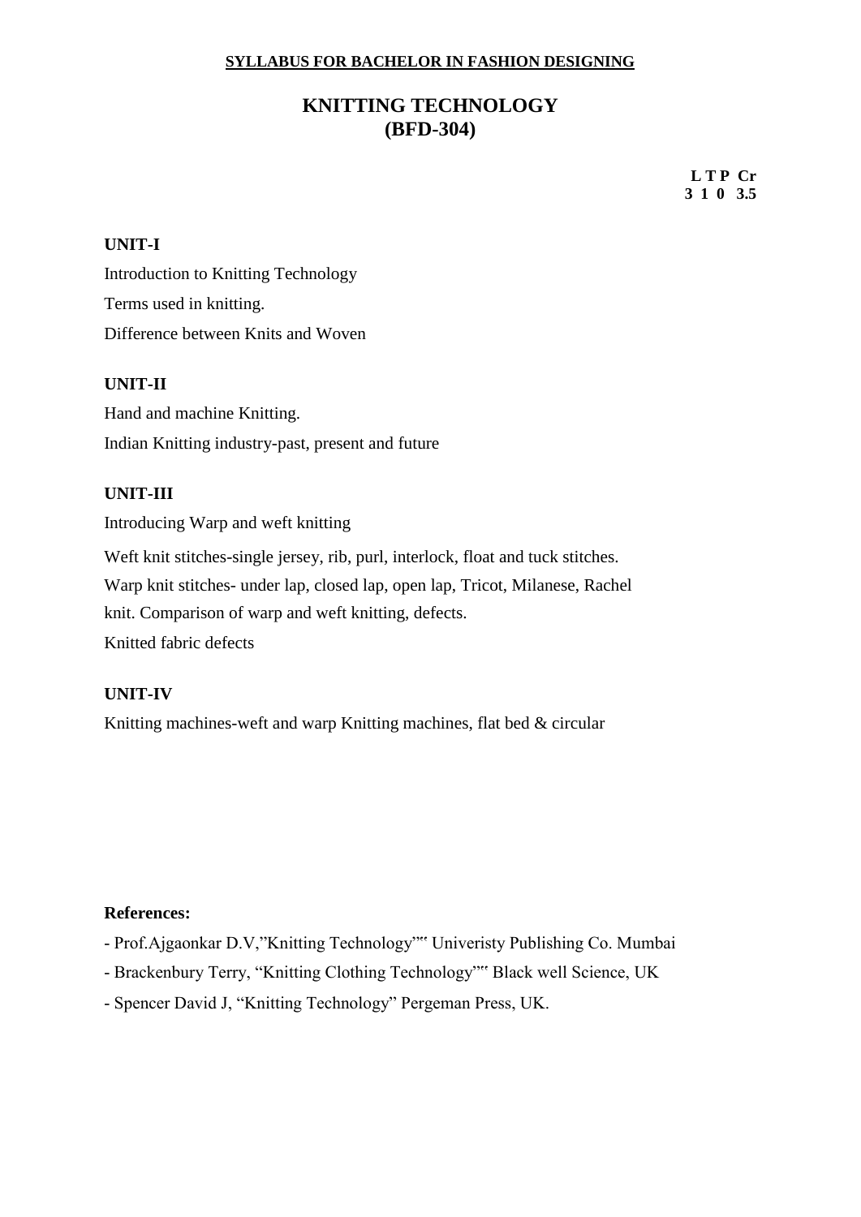**SYLLABUS FOR BACHELOR IN FASHION DESIGNING**

# KNITTING TECHNOLOGY
# (BFD-304)

| L | T | P | Cr |
|---|---|---|---|
| 3 | 1 | 0 | 3.5 |

## UNIT-I

Introduction to Knitting Technology

Terms used in knitting.

Difference between Knits and Woven

## UNIT-II

Hand and machine Knitting.

Indian Knitting industry-past, present and future

## UNIT-III

Introducing Warp and weft knitting

Weft knit stitches-single jersey, rib, purl, interlock, float and tuck stitches.
Warp knit stitches- under lap, closed lap, open lap, Tricot, Milanese, Rachel knit. Comparison of warp and weft knitting, defects.
Knitted fabric defects

## UNIT-IV

Knitting machines-weft and warp Knitting machines, flat bed & circular

**References:**

- Prof.Ajgaonkar D.V,"Knitting Technology"" Univeristy Publishing Co. Mumbai
- Brackenbury Terry, "Knitting Clothing Technology"" Black well Science, UK
- Spencer David J, "Knitting Technology" Pergeman Press, UK.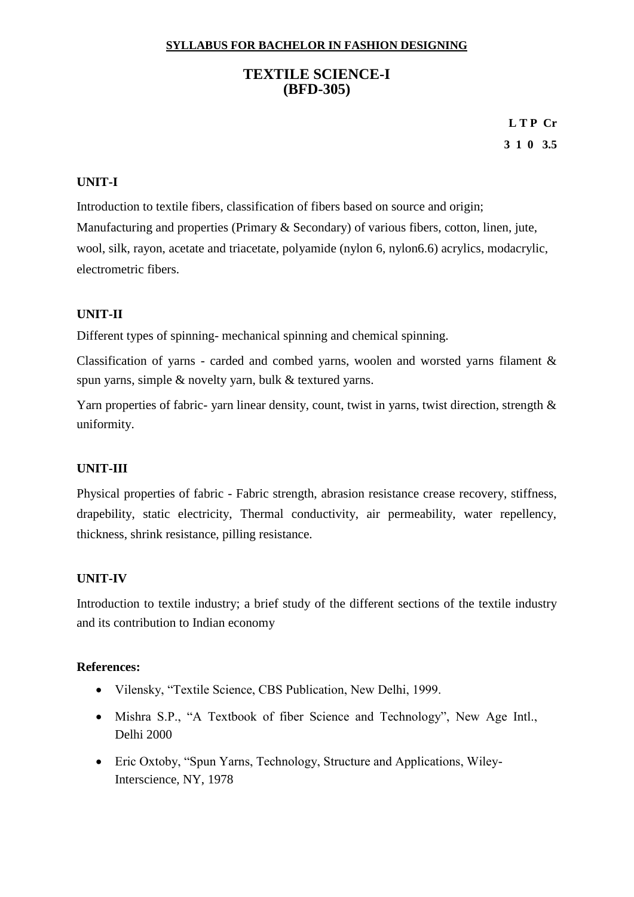**SYLLABUS FOR BACHELOR IN FASHION DESIGNING**

# TEXTILE SCIENCE-I
# (BFD-305)

| L | T | P | Cr |
|---|---|---|---|
| 3 | 1 | 0 | 3.5 |

## UNIT-I

Introduction to textile fibers, classification of fibers based on source and origin; Manufacturing and properties (Primary & Secondary) of various fibers, cotton, linen, jute, wool, silk, rayon, acetate and triacetate, polyamide (nylon 6, nylon6.6) acrylics, modacrylic, electrometric fibers.

## UNIT-II

Different types of spinning- mechanical spinning and chemical spinning.

Classification of yarns - carded and combed yarns, woolen and worsted yarns filament & spun yarns, simple & novelty yarn, bulk & textured yarns.

Yarn properties of fabric- yarn linear density, count, twist in yarns, twist direction, strength & uniformity.

## UNIT-III

Physical properties of fabric - Fabric strength, abrasion resistance crease recovery, stiffness, drapebility, static electricity, Thermal conductivity, air permeability, water repellency, thickness, shrink resistance, pilling resistance.

## UNIT-IV

Introduction to textile industry; a brief study of the different sections of the textile industry and its contribution to Indian economy

**References:**

- Vilensky, "Textile Science, CBS Publication, New Delhi, 1999.
- Mishra S.P., "A Textbook of fiber Science and Technology", New Age Intl., Delhi 2000
- Eric Oxtoby, "Spun Yarns, Technology, Structure and Applications, Wiley-Interscience, NY, 1978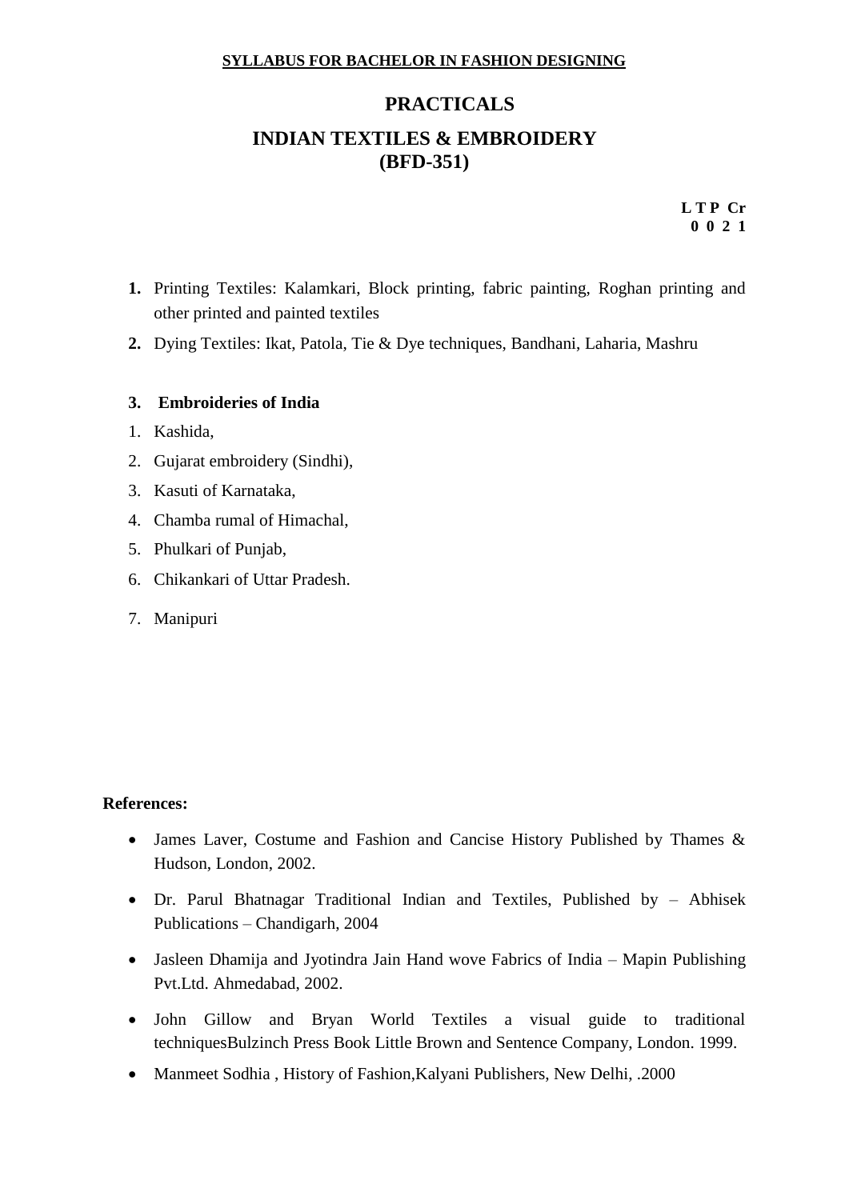**SYLLABUS FOR BACHELOR IN FASHION DESIGNING**

# PRACTICALS

# INDIAN TEXTILES & EMBROIDERY (BFD-351)

**L T P Cr**
**0 0 2 1**

1. Printing Textiles: Kalamkari, Block printing, fabric painting, Roghan printing and other printed and painted textiles
2. Dying Textiles: Ikat, Patola, Tie & Dye techniques, Bandhani, Laharia, Mashru

**3. Embroideries of India**

1. Kashida,
2. Gujarat embroidery (Sindhi),
3. Kasuti of Karnataka,
4. Chamba rumal of Himachal,
5. Phulkari of Punjab,
6. Chikankari of Uttar Pradesh.
7. Manipuri

**References:**

- James Laver, Costume and Fashion and Cancise History Published by Thames & Hudson, London, 2002.
- Dr. Parul Bhatnagar Traditional Indian and Textiles, Published by – Abhisek Publications – Chandigarh, 2004
- Jasleen Dhamija and Jyotindra Jain Hand wove Fabrics of India – Mapin Publishing Pvt.Ltd. Ahmedabad, 2002.
- John Gillow and Bryan World Textiles a visual guide to traditional techniquesBulzinch Press Book Little Brown and Sentence Company, London. 1999.
- Manmeet Sodhia , History of Fashion,Kalyani Publishers, New Delhi, .2000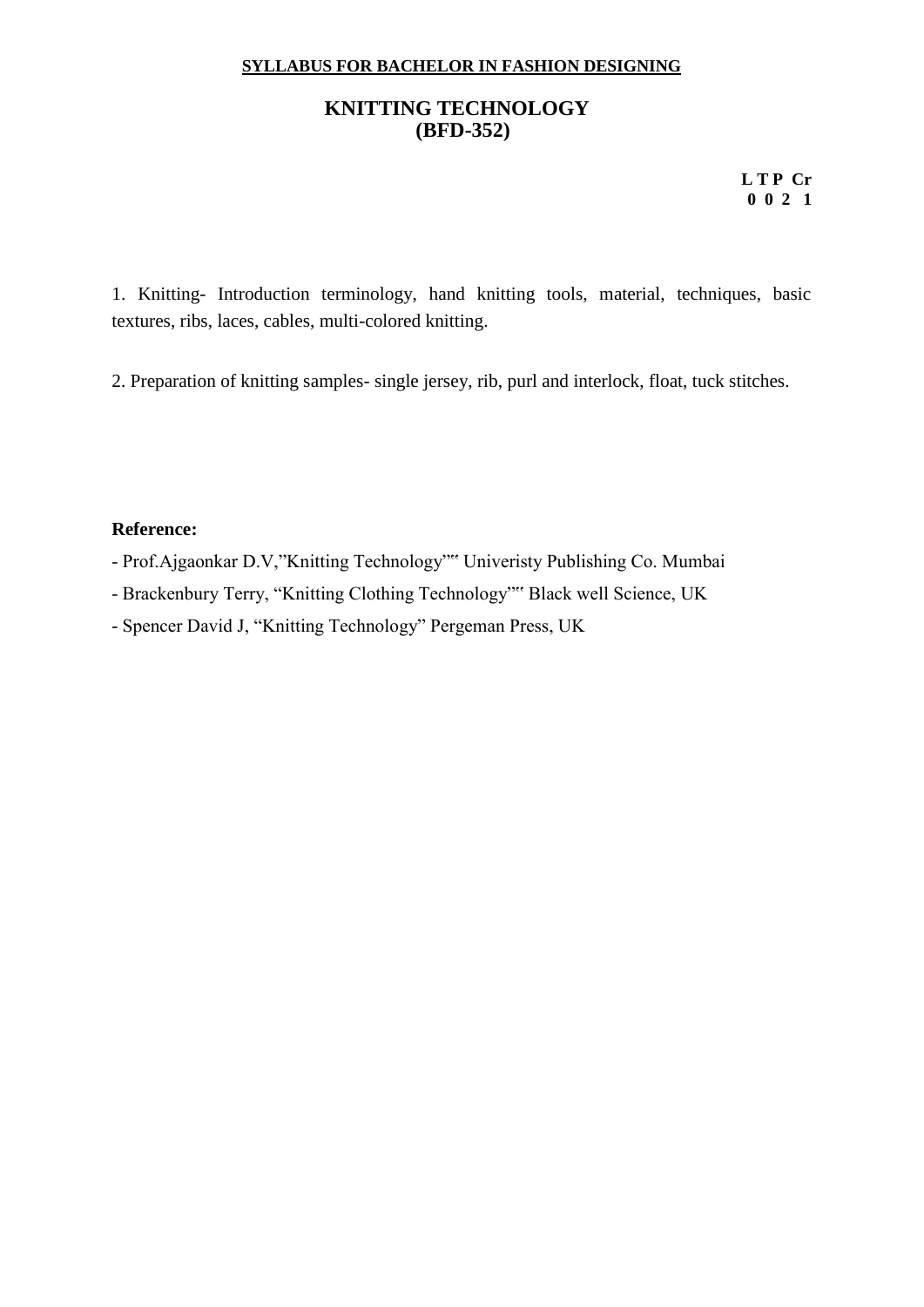**SYLLABUS FOR BACHELOR IN FASHION DESIGNING**

# KNITTING TECHNOLOGY
# (BFD-352)

**L T P Cr**
**0 0 2 1**

1. Knitting- Introduction terminology, hand knitting tools, material, techniques, basic textures, ribs, laces, cables, multi-colored knitting.

2. Preparation of knitting samples- single jersey, rib, purl and interlock, float, tuck stitches.

**Reference:**

- Prof.Ajgaonkar D.V,"Knitting Technology"" Univeristy Publishing Co. Mumbai
- Brackenbury Terry, "Knitting Clothing Technology"" Black well Science, UK
- Spencer David J, "Knitting Technology" Pergeman Press, UK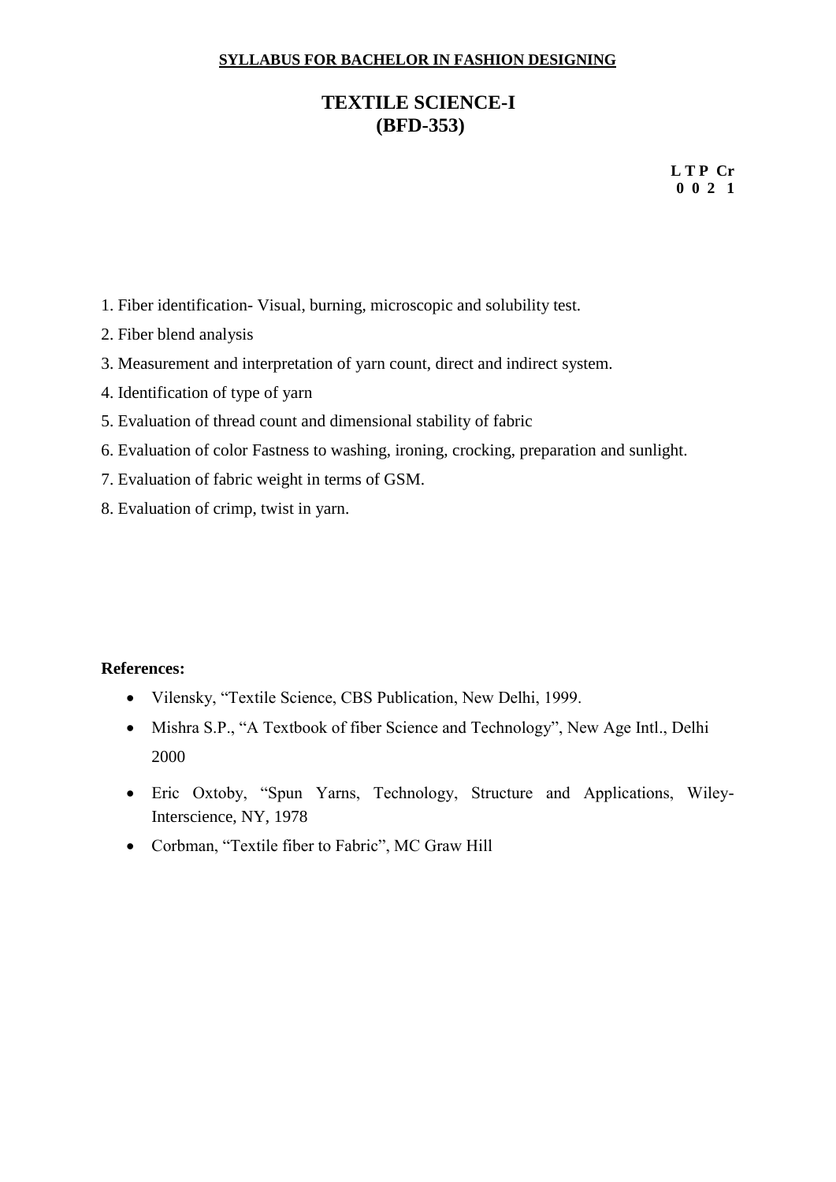**SYLLABUS FOR BACHELOR IN FASHION DESIGNING**

# TEXTILE SCIENCE-I (BFD-353)

| L | T | P | Cr |
|---|---|---|---|
| 0 | 0 | 2 | 1 |

1. Fiber identification- Visual, burning, microscopic and solubility test.
2. Fiber blend analysis
3. Measurement and interpretation of yarn count, direct and indirect system.
4. Identification of type of yarn
5. Evaluation of thread count and dimensional stability of fabric
6. Evaluation of color Fastness to washing, ironing, crocking, preparation and sunlight.
7. Evaluation of fabric weight in terms of GSM.
8. Evaluation of crimp, twist in yarn.

**References:**

- Vilensky, "Textile Science, CBS Publication, New Delhi, 1999.
- Mishra S.P., "A Textbook of fiber Science and Technology", New Age Intl., Delhi 2000
- Eric Oxtoby, "Spun Yarns, Technology, Structure and Applications, Wiley-Interscience, NY, 1978
- Corbman, "Textile fiber to Fabric", MC Graw Hill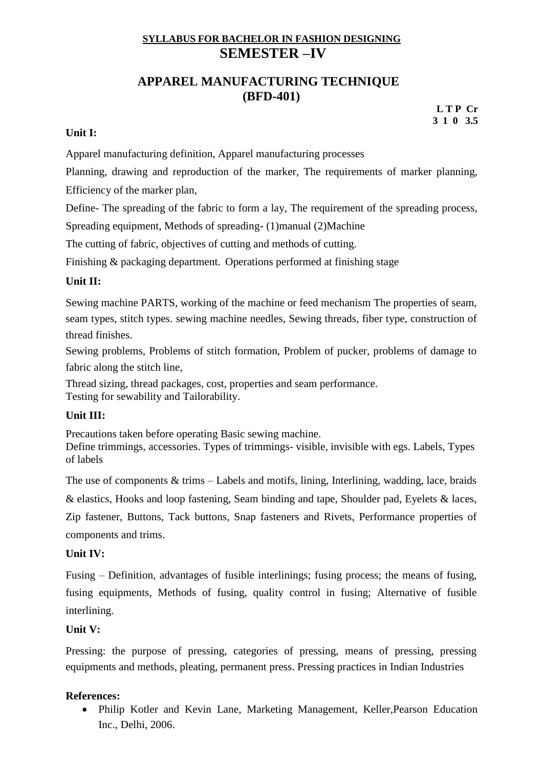**SYLLABUS FOR BACHELOR IN FASHION DESIGNING**

# SEMESTER –IV

## APPAREL MANUFACTURING TECHNIQUE (BFD-401)

| L | T | P | Cr |
|---|---|---|---|
| 3 | 1 | 0 | 3.5 |

**Unit I:**

Apparel manufacturing definition, Apparel manufacturing processes

Planning, drawing and reproduction of the marker, The requirements of marker planning, Efficiency of the marker plan,

Define- The spreading of the fabric to form a lay, The requirement of the spreading process, Spreading equipment, Methods of spreading- (1)manual (2)Machine

The cutting of fabric, objectives of cutting and methods of cutting.

Finishing & packaging department. Operations performed at finishing stage

**Unit II:**

Sewing machine PARTS, working of the machine or feed mechanism The properties of seam, seam types, stitch types. sewing machine needles, Sewing threads, fiber type, construction of thread finishes.

Sewing problems, Problems of stitch formation, Problem of pucker, problems of damage to fabric along the stitch line,

Thread sizing, thread packages, cost, properties and seam performance.
Testing for sewability and Tailorability.

**Unit III:**

Precautions taken before operating Basic sewing machine.
Define trimmings, accessories. Types of trimmings- visible, invisible with egs. Labels, Types of labels

The use of components & trims – Labels and motifs, lining, Interlining, wadding, lace, braids & elastics, Hooks and loop fastening, Seam binding and tape, Shoulder pad, Eyelets & laces, Zip fastener, Buttons, Tack buttons, Snap fasteners and Rivets, Performance properties of components and trims.

**Unit IV:**

Fusing – Definition, advantages of fusible interlinings; fusing process; the means of fusing, fusing equipments, Methods of fusing, quality control in fusing; Alternative of fusible interlining.

**Unit V:**

Pressing: the purpose of pressing, categories of pressing, means of pressing, pressing equipments and methods, pleating, permanent press. Pressing practices in Indian Industries

**References:**

- Philip Kotler and Kevin Lane, Marketing Management, Keller,Pearson Education Inc., Delhi, 2006.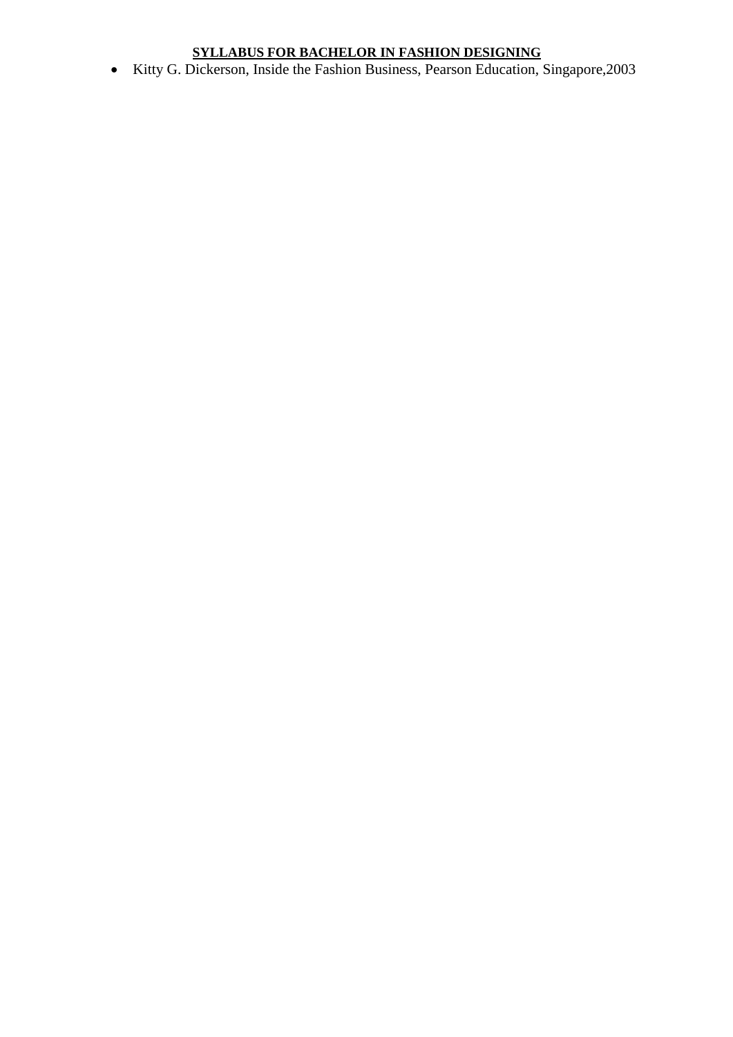- Kitty G. Dickerson, Inside the Fashion Business, Pearson Education, Singapore,2003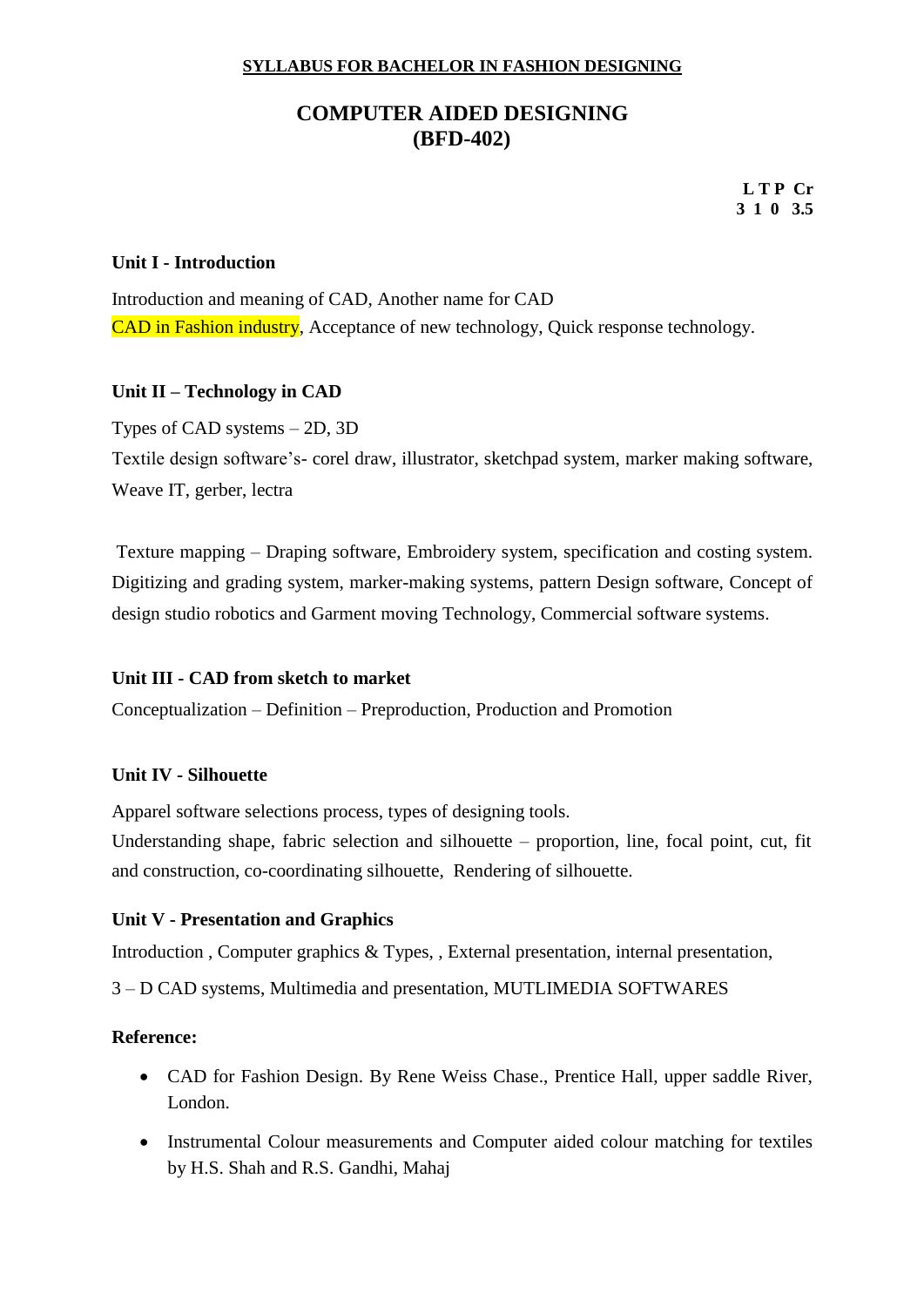**SYLLABUS FOR BACHELOR IN FASHION DESIGNING**

# COMPUTER AIDED DESIGNING (BFD-402)

| L | T | P | Cr |
|---|---|---|---|
| 3 | 1 | 0 | 3.5 |

### Unit I - Introduction

Introduction and meaning of CAD, Another name for CAD
CAD in Fashion industry, Acceptance of new technology, Quick response technology.

### Unit II – Technology in CAD

Types of CAD systems – 2D, 3D
Textile design software's- corel draw, illustrator, sketchpad system, marker making software, Weave IT, gerber, lectra

Texture mapping – Draping software, Embroidery system, specification and costing system. Digitizing and grading system, marker-making systems, pattern Design software, Concept of design studio robotics and Garment moving Technology, Commercial software systems.

### Unit III - CAD from sketch to market

Conceptualization – Definition – Preproduction, Production and Promotion

### Unit IV - Silhouette

Apparel software selections process, types of designing tools.
Understanding shape, fabric selection and silhouette – proportion, line, focal point, cut, fit and construction, co-coordinating silhouette, Rendering of silhouette.

### Unit V - Presentation and Graphics

Introduction , Computer graphics & Types, , External presentation, internal presentation,

3 – D CAD systems, Multimedia and presentation, MUTLIMEDIA SOFTWARES

**Reference:**

- CAD for Fashion Design. By Rene Weiss Chase., Prentice Hall, upper saddle River, London.
- Instrumental Colour measurements and Computer aided colour matching for textiles by H.S. Shah and R.S. Gandhi, Mahaj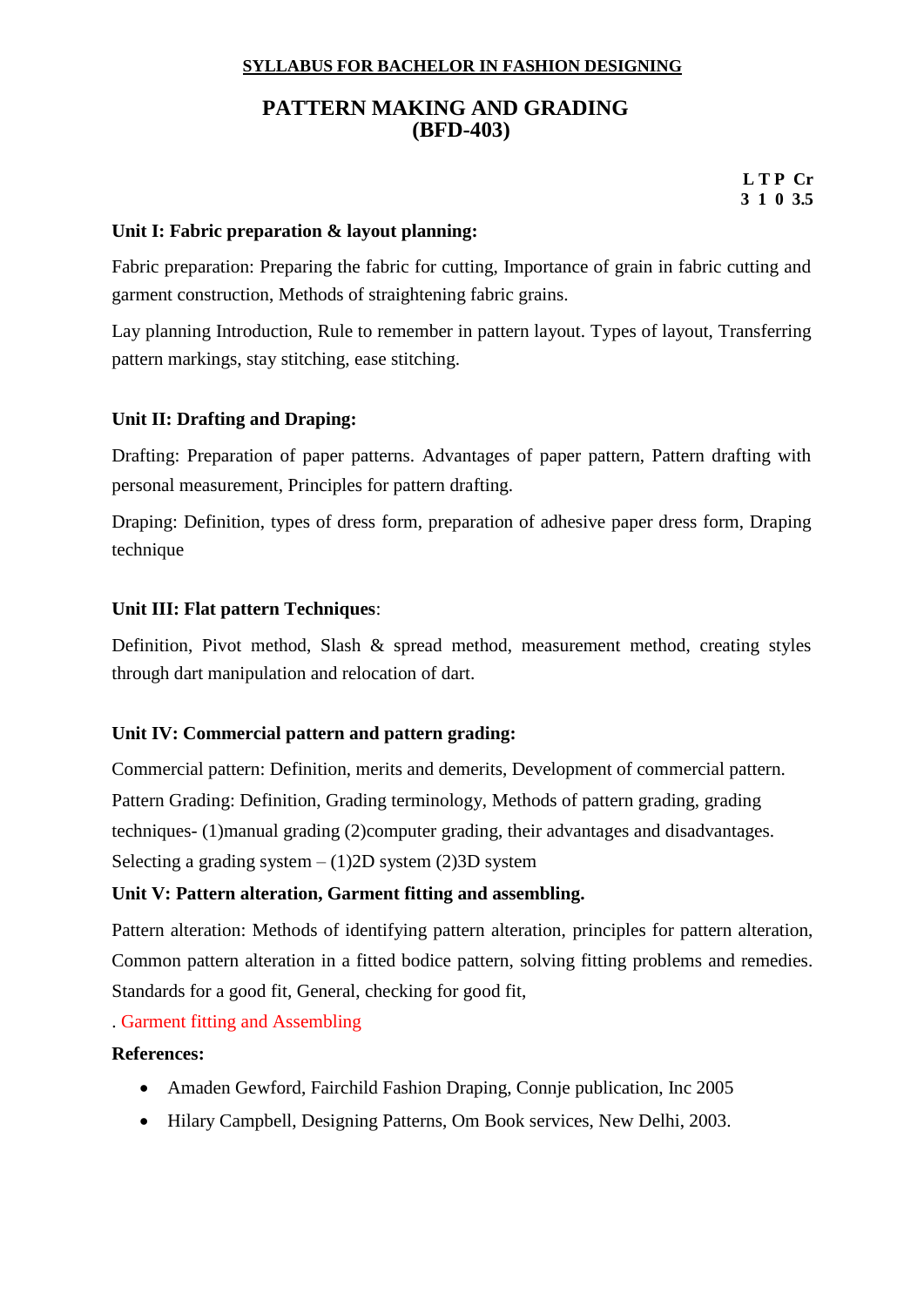**SYLLABUS FOR BACHELOR IN FASHION DESIGNING**

# PATTERN MAKING AND GRADING (BFD-403)

| L | T | P | Cr |
|---|---|---|---|
| 3 | 1 | 0 | 3.5 |

**Unit I: Fabric preparation & layout planning:**

Fabric preparation: Preparing the fabric for cutting, Importance of grain in fabric cutting and garment construction, Methods of straightening fabric grains.

Lay planning Introduction, Rule to remember in pattern layout. Types of layout, Transferring pattern markings, stay stitching, ease stitching.

**Unit II: Drafting and Draping:**

Drafting: Preparation of paper patterns. Advantages of paper pattern, Pattern drafting with personal measurement, Principles for pattern drafting.

Draping: Definition, types of dress form, preparation of adhesive paper dress form, Draping technique

**Unit III: Flat pattern Techniques**:

Definition, Pivot method, Slash & spread method, measurement method, creating styles through dart manipulation and relocation of dart.

**Unit IV: Commercial pattern and pattern grading:**

Commercial pattern: Definition, merits and demerits, Development of commercial pattern. Pattern Grading: Definition, Grading terminology, Methods of pattern grading, grading techniques- (1)manual grading (2)computer grading, their advantages and disadvantages. Selecting a grading system – (1)2D system (2)3D system

**Unit V: Pattern alteration, Garment fitting and assembling.**

Pattern alteration: Methods of identifying pattern alteration, principles for pattern alteration, Common pattern alteration in a fitted bodice pattern, solving fitting problems and remedies. Standards for a good fit, General, checking for good fit,

. Garment fitting and Assembling

**References:**

- Amaden Gewford, Fairchild Fashion Draping, Connje publication, Inc 2005
- Hilary Campbell, Designing Patterns, Om Book services, New Delhi, 2003.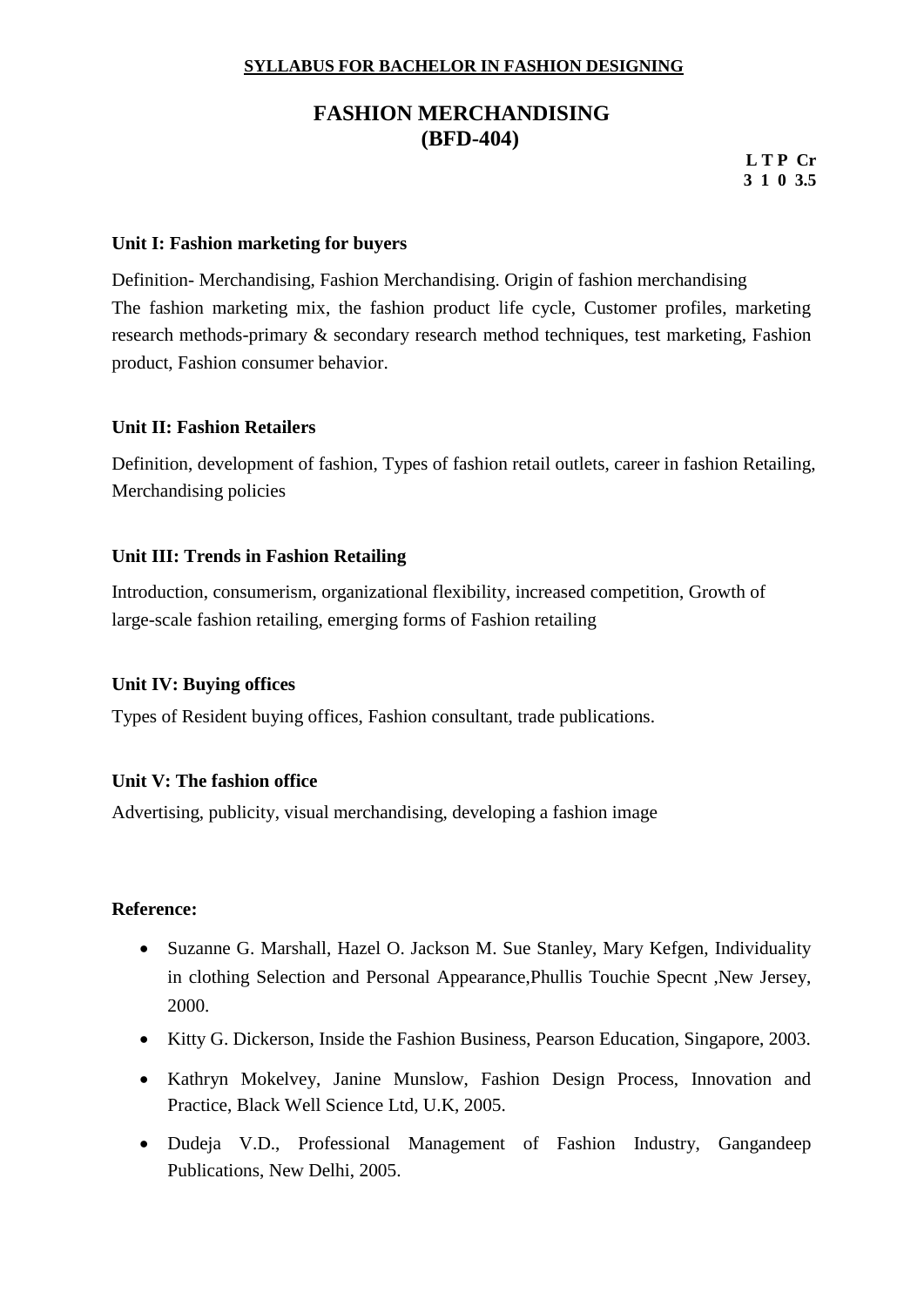**SYLLABUS FOR BACHELOR IN FASHION DESIGNING**

# FASHION MERCHANDISING (BFD-404)

| L | T | P | Cr |
|---|---|---|---|
| 3 | 1 | 0 | 3.5 |

### Unit I: Fashion marketing for buyers

Definition- Merchandising, Fashion Merchandising. Origin of fashion merchandising
The fashion marketing mix, the fashion product life cycle, Customer profiles, marketing research methods-primary & secondary research method techniques, test marketing, Fashion product, Fashion consumer behavior.

### Unit II: Fashion Retailers

Definition, development of fashion, Types of fashion retail outlets, career in fashion Retailing, Merchandising policies

### Unit III: Trends in Fashion Retailing

Introduction, consumerism, organizational flexibility, increased competition, Growth of large-scale fashion retailing, emerging forms of Fashion retailing

### Unit IV: Buying offices

Types of Resident buying offices, Fashion consultant, trade publications.

### Unit V: The fashion office

Advertising, publicity, visual merchandising, developing a fashion image

### Reference:

- Suzanne G. Marshall, Hazel O. Jackson M. Sue Stanley, Mary Kefgen, Individuality in clothing Selection and Personal Appearance,Phullis Touchie Specnt ,New Jersey, 2000.
- Kitty G. Dickerson, Inside the Fashion Business, Pearson Education, Singapore, 2003.
- Kathryn Mokelvey, Janine Munslow, Fashion Design Process, Innovation and Practice, Black Well Science Ltd, U.K, 2005.
- Dudeja V.D., Professional Management of Fashion Industry, Gangandeep Publications, New Delhi, 2005.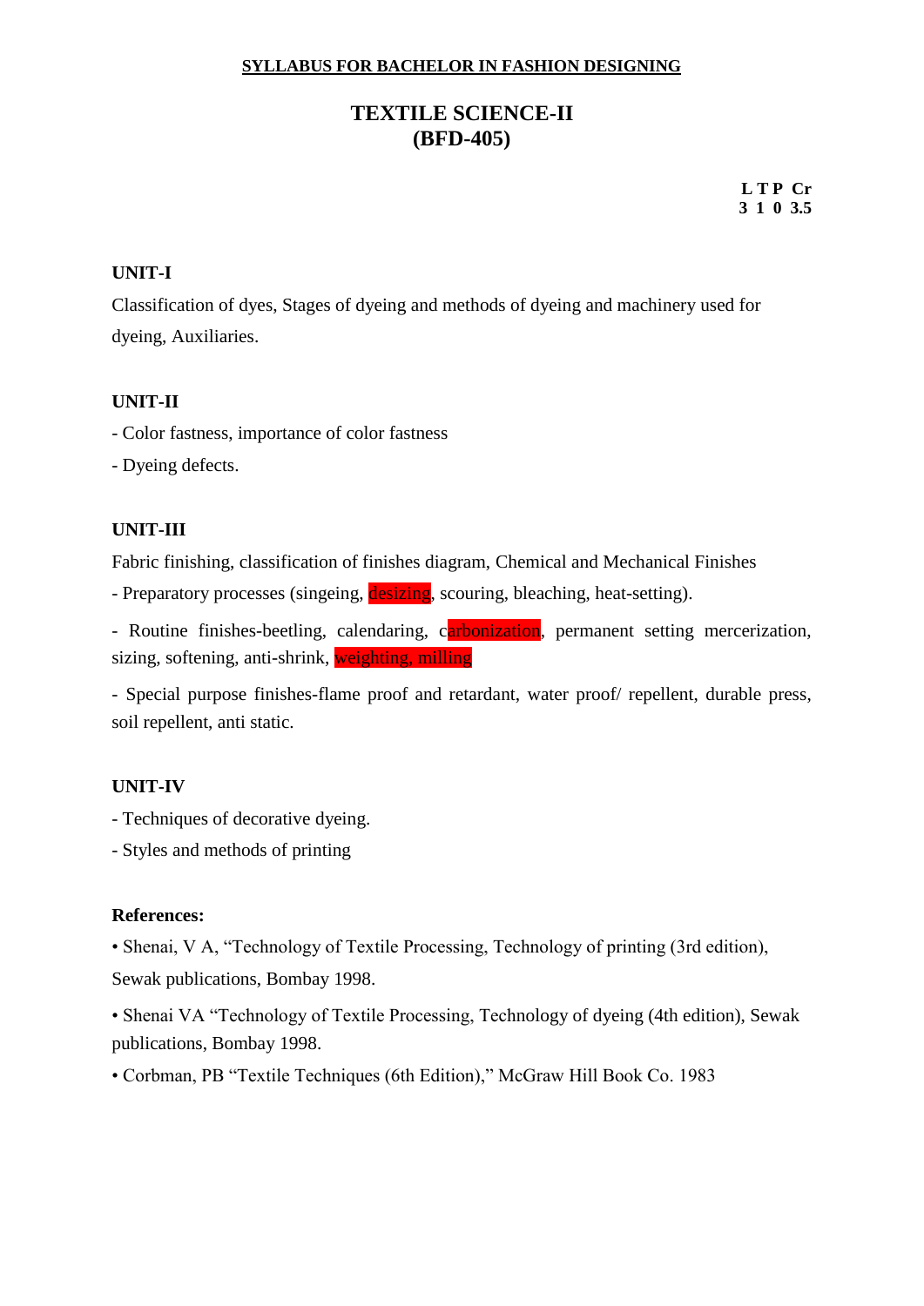**SYLLABUS FOR BACHELOR IN FASHION DESIGNING**

# TEXTILE SCIENCE-II (BFD-405)

| L | T | P | Cr |
|---|---|---|---|
| 3 | 1 | 0 | 3.5 |

### UNIT-I

Classification of dyes, Stages of dyeing and methods of dyeing and machinery used for dyeing, Auxiliaries.

### UNIT-II

- Color fastness, importance of color fastness
- Dyeing defects.

### UNIT-III

Fabric finishing, classification of finishes diagram, Chemical and Mechanical Finishes

- Preparatory processes (singeing, desizing, scouring, bleaching, heat-setting).
- Routine finishes-beetling, calendaring, carbonization, permanent setting mercerization, sizing, softening, anti-shrink, weighting, milling
- Special purpose finishes-flame proof and retardant, water proof/ repellent, durable press, soil repellent, anti static.

### UNIT-IV

- Techniques of decorative dyeing.
- Styles and methods of printing

**References:**

- Shenai, V A, "Technology of Textile Processing, Technology of printing (3rd edition), Sewak publications, Bombay 1998.
- Shenai VA "Technology of Textile Processing, Technology of dyeing (4th edition), Sewak publications, Bombay 1998.
- Corbman, PB "Textile Techniques (6th Edition)," McGraw Hill Book Co. 1983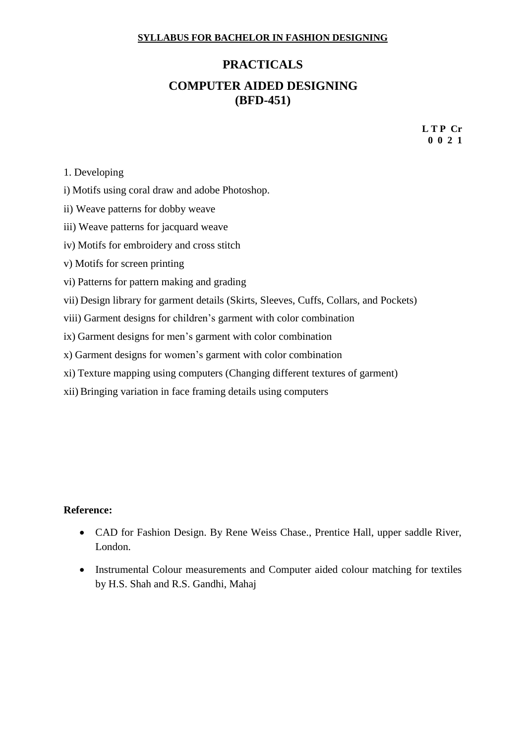**SYLLABUS FOR BACHELOR IN FASHION DESIGNING**

# PRACTICALS

## COMPUTER AIDED DESIGNING (BFD-451)

| L | T | P | Cr |
|---|---|---|---|
| 0 | 0 | 2 | 1 |

1. Developing

i) Motifs using coral draw and adobe Photoshop.

ii) Weave patterns for dobby weave

iii) Weave patterns for jacquard weave

iv) Motifs for embroidery and cross stitch

v) Motifs for screen printing

vi) Patterns for pattern making and grading

vii) Design library for garment details (Skirts, Sleeves, Cuffs, Collars, and Pockets)

viii) Garment designs for children's garment with color combination

ix) Garment designs for men's garment with color combination

x) Garment designs for women's garment with color combination

xi) Texture mapping using computers (Changing different textures of garment)

xii) Bringing variation in face framing details using computers

**Reference:**

- CAD for Fashion Design. By Rene Weiss Chase., Prentice Hall, upper saddle River, London.
- Instrumental Colour measurements and Computer aided colour matching for textiles by H.S. Shah and R.S. Gandhi, Mahaj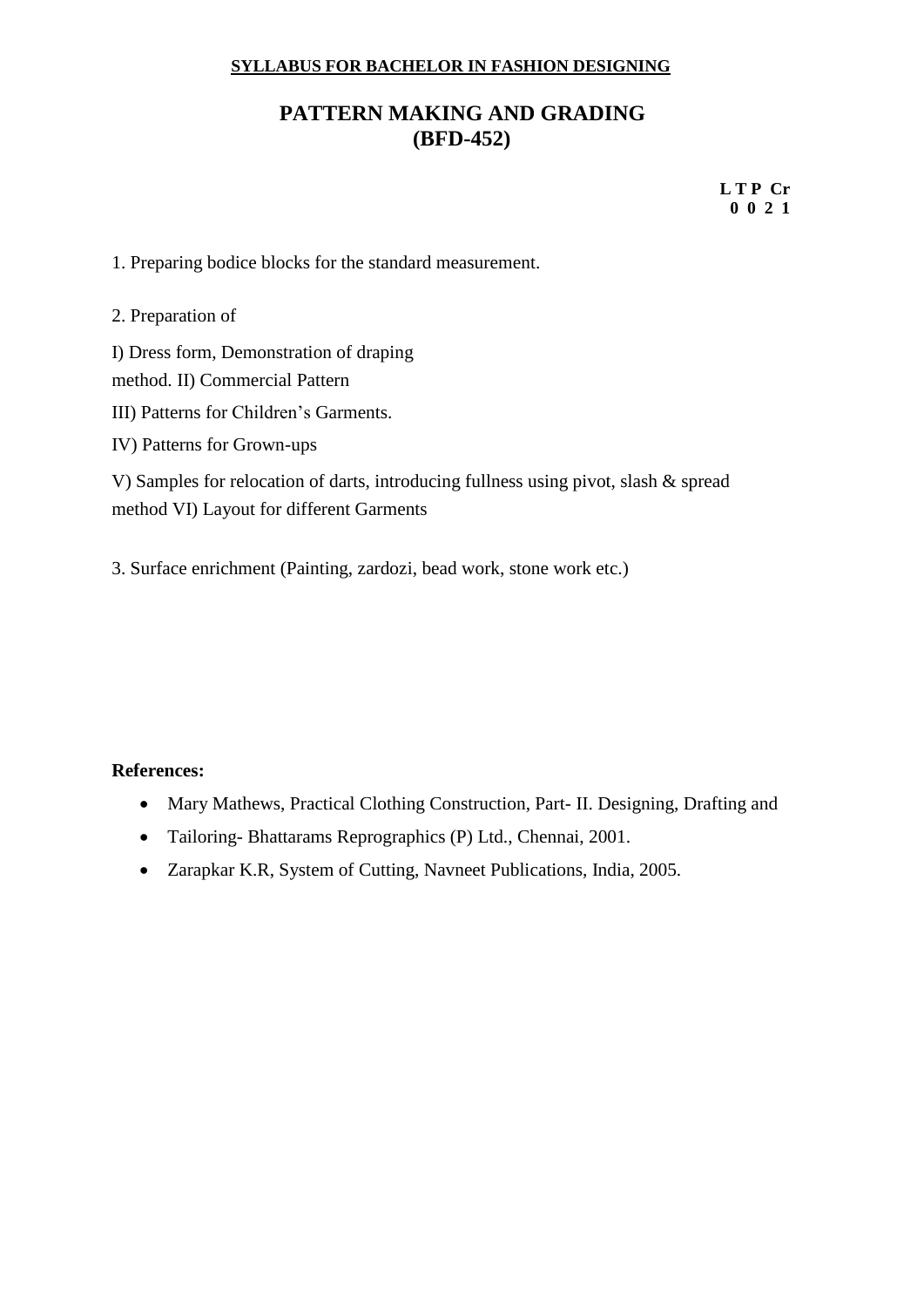**SYLLABUS FOR BACHELOR IN FASHION DESIGNING**

# PATTERN MAKING AND GRADING
# (BFD-452)

| L | T | P | Cr |
|---|---|---|---|
| 0 | 0 | 2 | 1 |

1. Preparing bodice blocks for the standard measurement.

2. Preparation of

I) Dress form, Demonstration of draping method. II) Commercial Pattern

III) Patterns for Children's Garments.

IV) Patterns for Grown-ups

V) Samples for relocation of darts, introducing fullness using pivot, slash & spread method VI) Layout for different Garments

3. Surface enrichment (Painting, zardozi, bead work, stone work etc.)

**References:**

- Mary Mathews, Practical Clothing Construction, Part- II. Designing, Drafting and
- Tailoring- Bhattarams Reprographics (P) Ltd., Chennai, 2001.
- Zarapkar K.R, System of Cutting, Navneet Publications, India, 2005.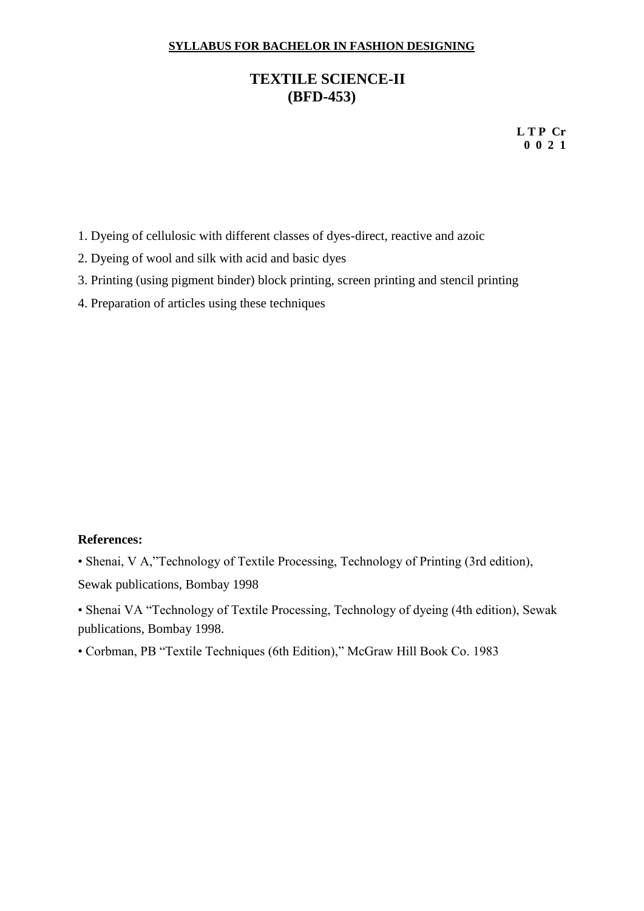**SYLLABUS FOR BACHELOR IN FASHION DESIGNING**

# TEXTILE SCIENCE-II
# (BFD-453)

| L | T | P | Cr |
|---|---|---|---|
| 0 | 0 | 2 | 1 |

1. Dyeing of cellulosic with different classes of dyes-direct, reactive and azoic
2. Dyeing of wool and silk with acid and basic dyes
3. Printing (using pigment binder) block printing, screen printing and stencil printing
4. Preparation of articles using these techniques

**References:**

- Shenai, V A,"Technology of Textile Processing, Technology of Printing (3rd edition), Sewak publications, Bombay 1998
- Shenai VA "Technology of Textile Processing, Technology of dyeing (4th edition), Sewak publications, Bombay 1998.
- Corbman, PB "Textile Techniques (6th Edition)," McGraw Hill Book Co. 1983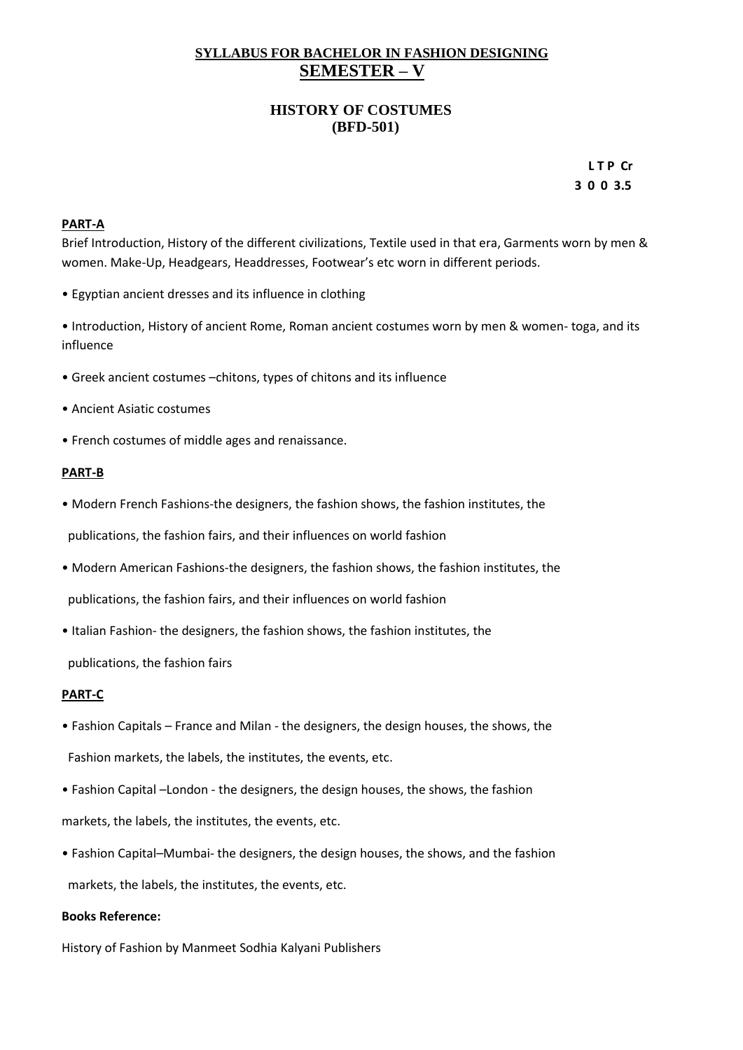# SYLLABUS FOR BACHELOR IN FASHION DESIGNING

## SEMESTER – V

## HISTORY OF COSTUMES (BFD-501)

| L | T | P | Cr |
|---|---|---|---|
| 3 | 0 | 0 | 3.5 |

**PART-A**

Brief Introduction, History of the different civilizations, Textile used in that era, Garments worn by men & women. Make-Up, Headgears, Headdresses, Footwear's etc worn in different periods.

- Egyptian ancient dresses and its influence in clothing
- Introduction, History of ancient Rome, Roman ancient costumes worn by men & women- toga, and its influence
- Greek ancient costumes –chitons, types of chitons and its influence
- Ancient Asiatic costumes
- French costumes of middle ages and renaissance.

**PART-B**

- Modern French Fashions-the designers, the fashion shows, the fashion institutes, the publications, the fashion fairs, and their influences on world fashion
- Modern American Fashions-the designers, the fashion shows, the fashion institutes, the publications, the fashion fairs, and their influences on world fashion
- Italian Fashion- the designers, the fashion shows, the fashion institutes, the publications, the fashion fairs

**PART-C**

- Fashion Capitals – France and Milan - the designers, the design houses, the shows, the Fashion markets, the labels, the institutes, the events, etc.
- Fashion Capital –London - the designers, the design houses, the shows, the fashion markets, the labels, the institutes, the events, etc.
- Fashion Capital–Mumbai- the designers, the design houses, the shows, and the fashion markets, the labels, the institutes, the events, etc.

**Books Reference:**

History of Fashion by Manmeet Sodhia Kalyani Publishers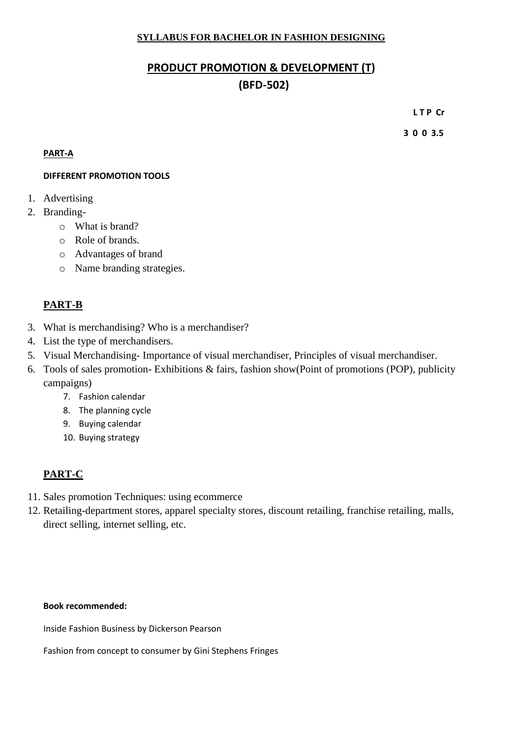**SYLLABUS FOR BACHELOR IN FASHION DESIGNING**

# PRODUCT PROMOTION & DEVELOPMENT (T)
# (BFD-502)

**L T P Cr**

**3 0 0 3.5**

**PART-A**

**DIFFERENT PROMOTION TOOLS**

1. Advertising
2. Branding-
   - What is brand?
   - Role of brands.
   - Advantages of brand
   - Name branding strategies.

## PART-B

3. What is merchandising? Who is a merchandiser?
4. List the type of merchandisers.
5. Visual Merchandising- Importance of visual merchandiser, Principles of visual merchandiser.
6. Tools of sales promotion- Exhibitions & fairs, fashion show(Point of promotions (POP), publicity campaigns)
   7. Fashion calendar
   8. The planning cycle
   9. Buying calendar
   10. Buying strategy

## PART-C

11. Sales promotion Techniques: using ecommerce
12. Retailing-department stores, apparel specialty stores, discount retailing, franchise retailing, malls, direct selling, internet selling, etc.

**Book recommended:**

Inside Fashion Business by Dickerson Pearson

Fashion from concept to consumer by Gini Stephens Fringes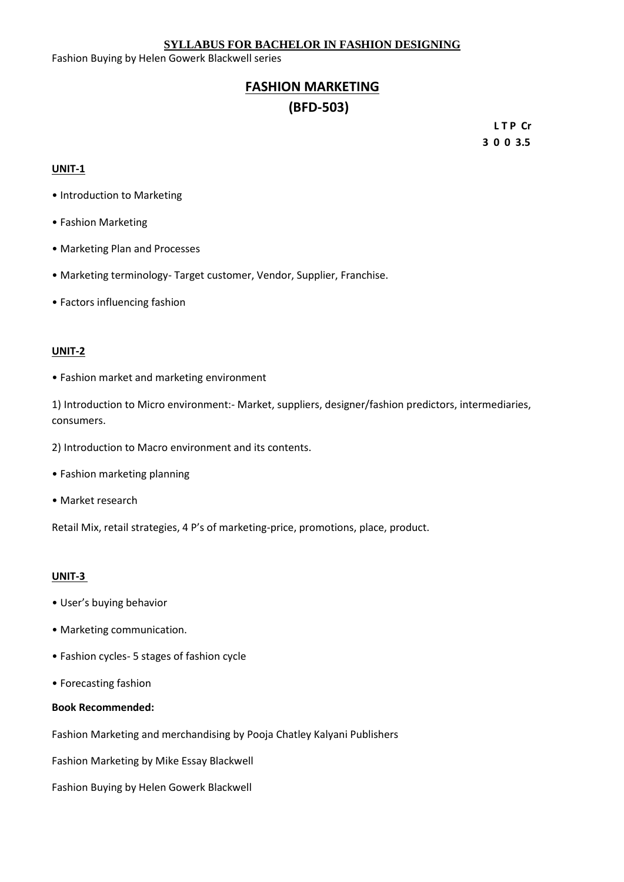Fashion Buying by Helen Gowerk Blackwell series

# FASHION MARKETING

## (BFD-503)

**L T P Cr**
**3 0 0 3.5**

**UNIT-1**

- Introduction to Marketing
- Fashion Marketing
- Marketing Plan and Processes
- Marketing terminology- Target customer, Vendor, Supplier, Franchise.
- Factors influencing fashion

**UNIT-2**

- Fashion market and marketing environment

1) Introduction to Micro environment:- Market, suppliers, designer/fashion predictors, intermediaries, consumers.

2) Introduction to Macro environment and its contents.

- Fashion marketing planning
- Market research

Retail Mix, retail strategies, 4 P's of marketing-price, promotions, place, product.

**UNIT-3**

- User's buying behavior
- Marketing communication.
- Fashion cycles- 5 stages of fashion cycle
- Forecasting fashion

**Book Recommended:**

Fashion Marketing and merchandising by Pooja Chatley Kalyani Publishers

Fashion Marketing by Mike Essay Blackwell

Fashion Buying by Helen Gowerk Blackwell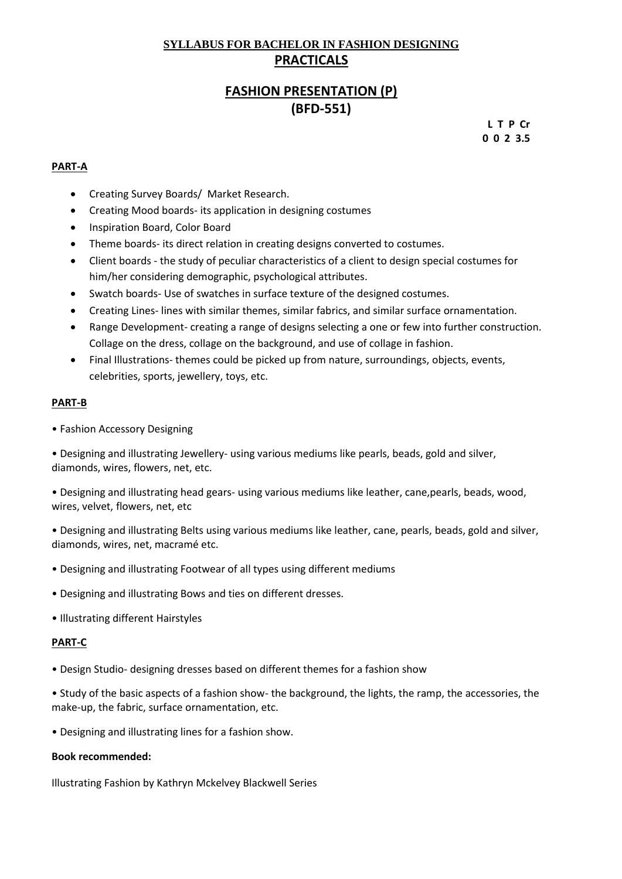**SYLLABUS FOR BACHELOR IN FASHION DESIGNING**

## PRACTICALS

## FASHION PRESENTATION (P)
## (BFD-551)

**L T P Cr**
**0 0 2 3.5**

### PART-A

- Creating Survey Boards/ Market Research.
- Creating Mood boards- its application in designing costumes
- Inspiration Board, Color Board
- Theme boards- its direct relation in creating designs converted to costumes.
- Client boards - the study of peculiar characteristics of a client to design special costumes for him/her considering demographic, psychological attributes.
- Swatch boards- Use of swatches in surface texture of the designed costumes.
- Creating Lines- lines with similar themes, similar fabrics, and similar surface ornamentation.
- Range Development- creating a range of designs selecting a one or few into further construction. Collage on the dress, collage on the background, and use of collage in fashion.
- Final Illustrations- themes could be picked up from nature, surroundings, objects, events, celebrities, sports, jewellery, toys, etc.

### PART-B

- Fashion Accessory Designing
- Designing and illustrating Jewellery- using various mediums like pearls, beads, gold and silver, diamonds, wires, flowers, net, etc.
- Designing and illustrating head gears- using various mediums like leather, cane,pearls, beads, wood, wires, velvet, flowers, net, etc
- Designing and illustrating Belts using various mediums like leather, cane, pearls, beads, gold and silver, diamonds, wires, net, macramé etc.
- Designing and illustrating Footwear of all types using different mediums
- Designing and illustrating Bows and ties on different dresses.
- Illustrating different Hairstyles

### PART-C

- Design Studio- designing dresses based on different themes for a fashion show
- Study of the basic aspects of a fashion show- the background, the lights, the ramp, the accessories, the make-up, the fabric, surface ornamentation, etc.
- Designing and illustrating lines for a fashion show.

**Book recommended:**

Illustrating Fashion by Kathryn Mckelvey Blackwell Series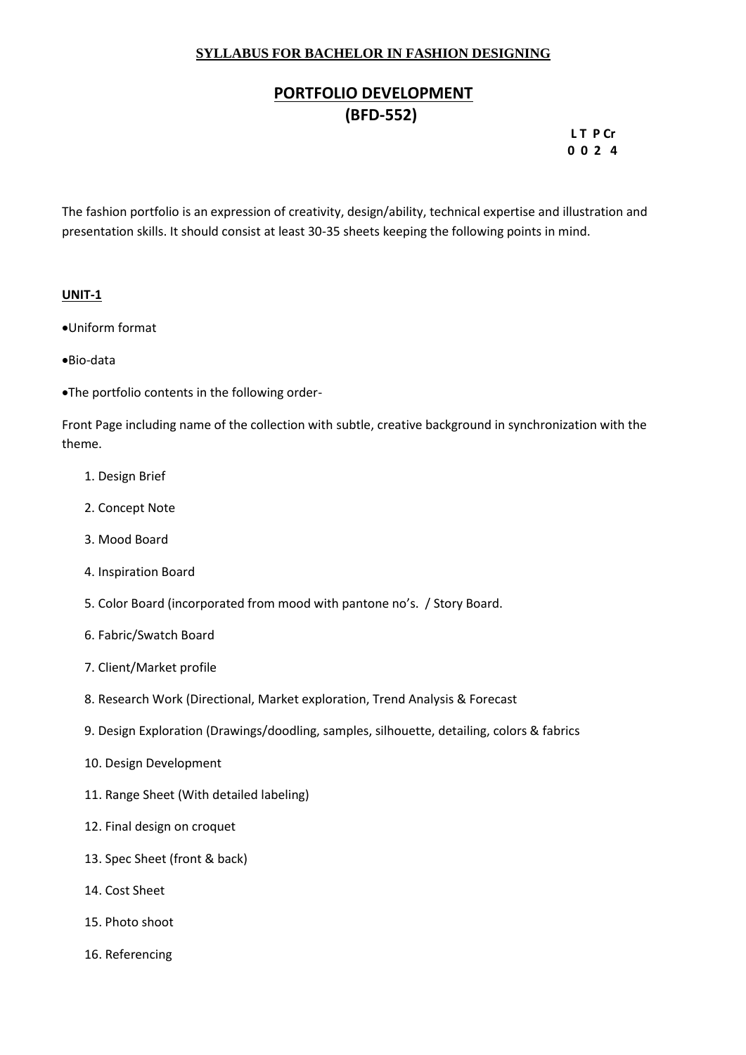**SYLLABUS FOR BACHELOR IN FASHION DESIGNING**

# PORTFOLIO DEVELOPMENT
## (BFD-552)

| L | T | P | Cr |
|---|---|---|---|
| 0 | 0 | 2 | 4 |

The fashion portfolio is an expression of creativity, design/ability, technical expertise and illustration and presentation skills. It should consist at least 30-35 sheets keeping the following points in mind.

**UNIT-1**

- Uniform format
- Bio-data
- The portfolio contents in the following order-

Front Page including name of the collection with subtle, creative background in synchronization with the theme.

1. Design Brief
2. Concept Note
3. Mood Board
4. Inspiration Board
5. Color Board (incorporated from mood with pantone no's. / Story Board.
6. Fabric/Swatch Board
7. Client/Market profile
8. Research Work (Directional, Market exploration, Trend Analysis & Forecast
9. Design Exploration (Drawings/doodling, samples, silhouette, detailing, colors & fabrics
10. Design Development
11. Range Sheet (With detailed labeling)
12. Final design on croquet
13. Spec Sheet (front & back)
14. Cost Sheet
15. Photo shoot
16. Referencing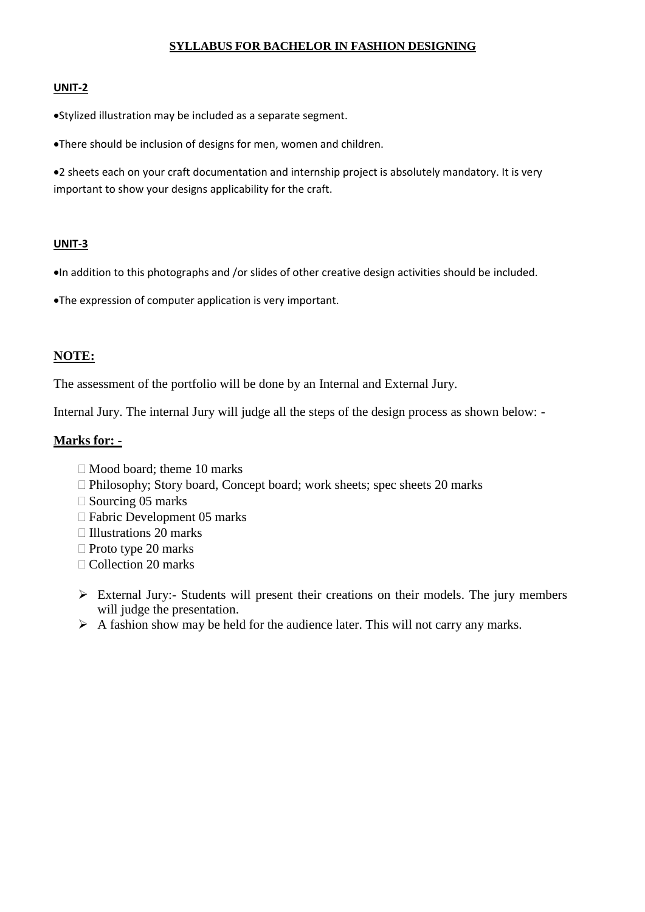**SYLLABUS FOR BACHELOR IN FASHION DESIGNING**

**UNIT-2**

- Stylized illustration may be included as a separate segment.
- There should be inclusion of designs for men, women and children.
- 2 sheets each on your craft documentation and internship project is absolutely mandatory. It is very important to show your designs applicability for the craft.

**UNIT-3**

- In addition to this photographs and /or slides of other creative design activities should be included.
- The expression of computer application is very important.

## NOTE:

The assessment of the portfolio will be done by an Internal and External Jury.

Internal Jury. The internal Jury will judge all the steps of the design process as shown below: -

**Marks for: -**

- Mood board; theme 10 marks
- Philosophy; Story board, Concept board; work sheets; spec sheets 20 marks
- Sourcing 05 marks
- Fabric Development 05 marks
- Illustrations 20 marks
- Proto type 20 marks
- Collection 20 marks

- External Jury:- Students will present their creations on their models. The jury members will judge the presentation.
- A fashion show may be held for the audience later. This will not carry any marks.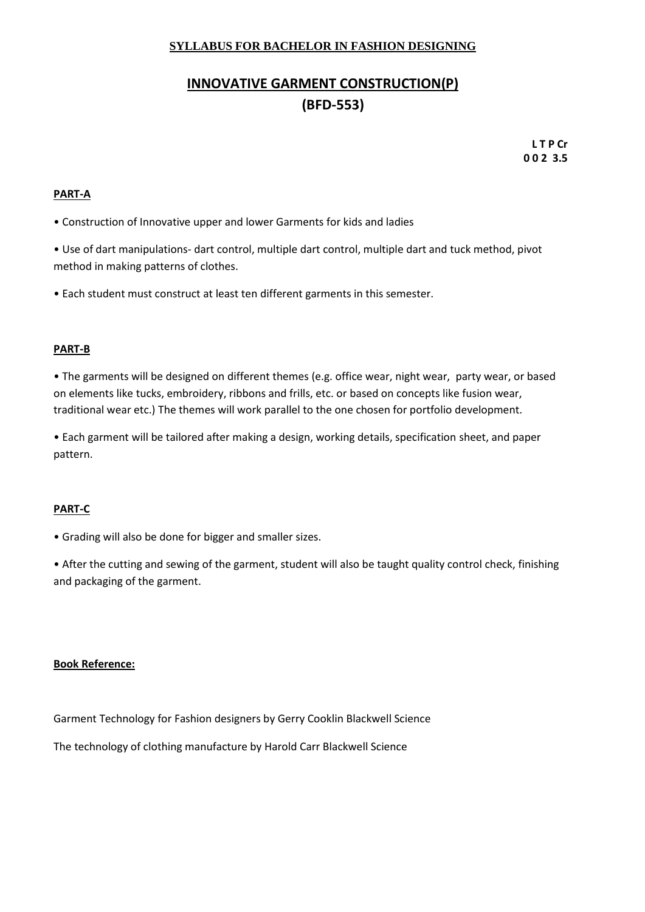**SYLLABUS FOR BACHELOR IN FASHION DESIGNING**

# INNOVATIVE GARMENT CONSTRUCTION(P)
# (BFD-553)

| L | T | P | Cr |
|---|---|---|---|
| 0 | 0 | 2 | 3.5 |

## PART-A

- Construction of Innovative upper and lower Garments for kids and ladies
- Use of dart manipulations- dart control, multiple dart control, multiple dart and tuck method, pivot method in making patterns of clothes.
- Each student must construct at least ten different garments in this semester.

## PART-B

- The garments will be designed on different themes (e.g. office wear, night wear, party wear, or based on elements like tucks, embroidery, ribbons and frills, etc. or based on concepts like fusion wear, traditional wear etc.) The themes will work parallel to the one chosen for portfolio development.
- Each garment will be tailored after making a design, working details, specification sheet, and paper pattern.

## PART-C

- Grading will also be done for bigger and smaller sizes.
- After the cutting and sewing of the garment, student will also be taught quality control check, finishing and packaging of the garment.

**Book Reference:**

Garment Technology for Fashion designers by Gerry Cooklin Blackwell Science

The technology of clothing manufacture by Harold Carr Blackwell Science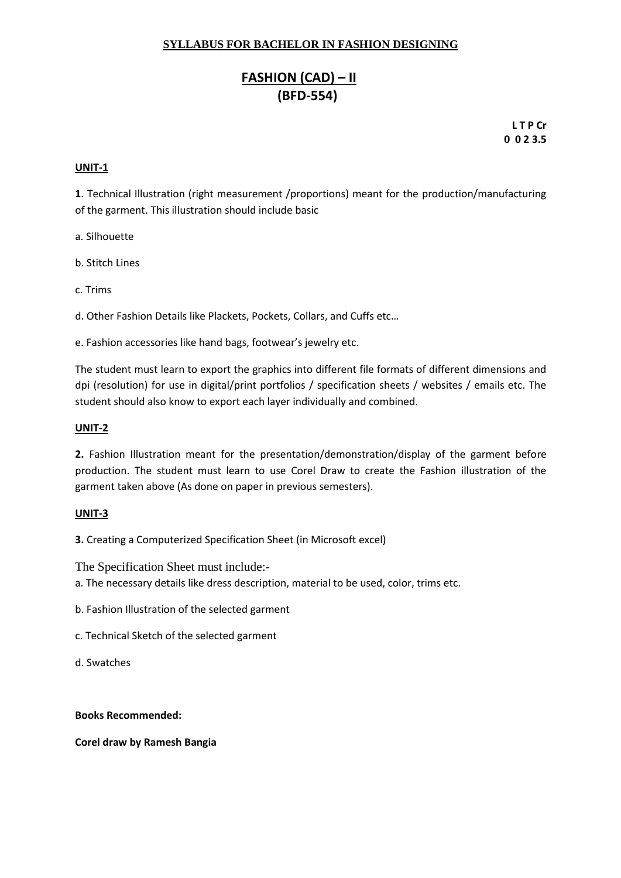**SYLLABUS FOR BACHELOR IN FASHION DESIGNING**

# FASHION (CAD) – II
## (BFD-554)

**L T P Cr**
**0 0 2 3.5**

**UNIT-1**

**1**. Technical Illustration (right measurement /proportions) meant for the production/manufacturing of the garment. This illustration should include basic

a. Silhouette

b. Stitch Lines

c. Trims

d. Other Fashion Details like Plackets, Pockets, Collars, and Cuffs etc…

e. Fashion accessories like hand bags, footwear's jewelry etc.

The student must learn to export the graphics into different file formats of different dimensions and dpi (resolution) for use in digital/print portfolios / specification sheets / websites / emails etc. The student should also know to export each layer individually and combined.

**UNIT-2**

**2.** Fashion Illustration meant for the presentation/demonstration/display of the garment before production. The student must learn to use Corel Draw to create the Fashion illustration of the garment taken above (As done on paper in previous semesters).

**UNIT-3**

**3.** Creating a Computerized Specification Sheet (in Microsoft excel)

The Specification Sheet must include:-

a. The necessary details like dress description, material to be used, color, trims etc.

b. Fashion Illustration of the selected garment

c. Technical Sketch of the selected garment

d. Swatches

**Books Recommended:**

**Corel draw by Ramesh Bangia**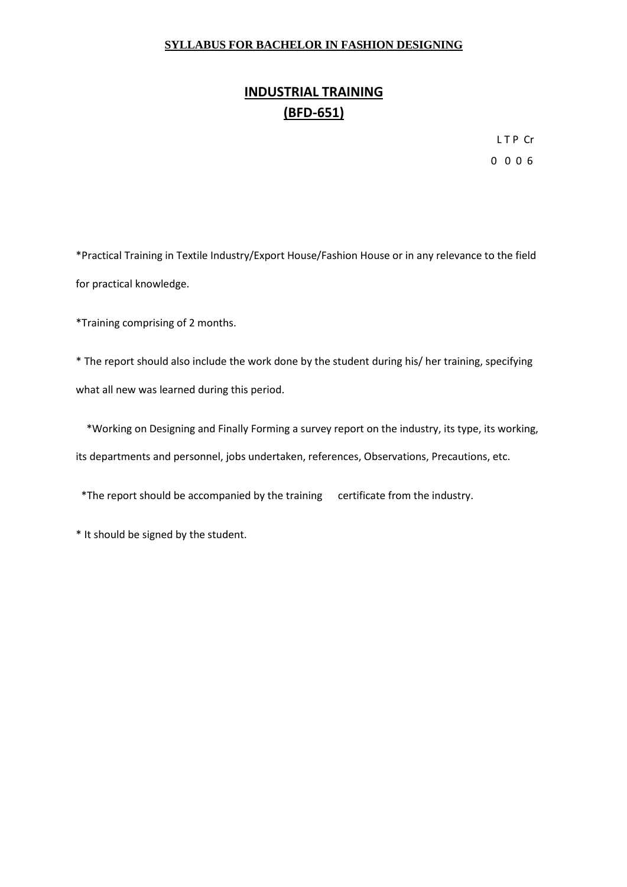**SYLLABUS FOR BACHELOR IN FASHION DESIGNING**

# INDUSTRIAL TRAINING
# (BFD-651)

| L | T | P | Cr |
|---|---|---|---|
| 0 | 0 | 0 | 6 |

*Practical Training in Textile Industry/Export House/Fashion House or in any relevance to the field for practical knowledge.

*Training comprising of 2 months.

* The report should also include the work done by the student during his/ her training, specifying what all new was learned during this period.

*Working on Designing and Finally Forming a survey report on the industry, its type, its working, its departments and personnel, jobs undertaken, references, Observations, Precautions, etc.

*The report should be accompanied by the training certificate from the industry.

* It should be signed by the student.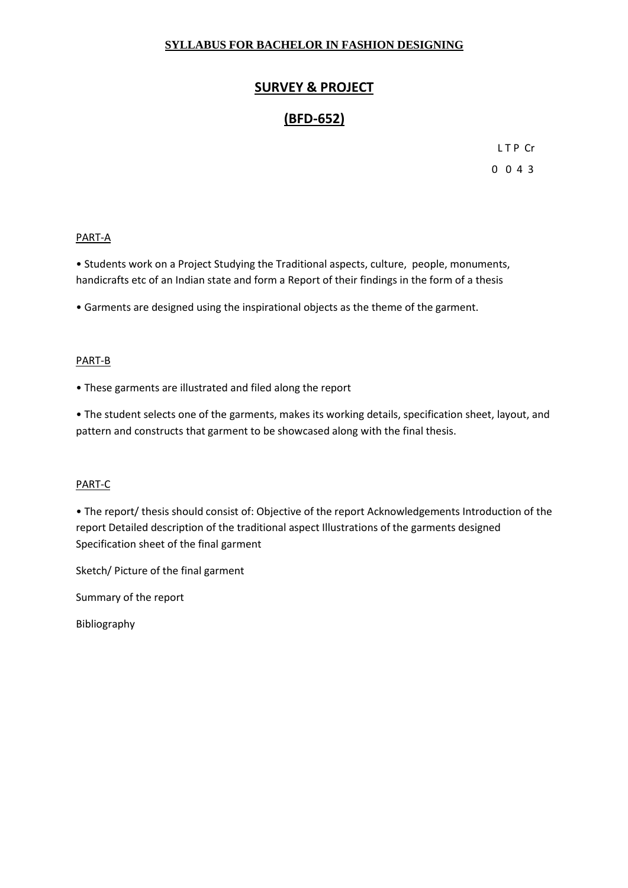**SYLLABUS FOR BACHELOR IN FASHION DESIGNING**

# SURVEY & PROJECT

## (BFD-652)

| L | T | P | Cr |
|---|---|---|---|
| 0 | 0 | 4 | 3 |

PART-A

- Students work on a Project Studying the Traditional aspects, culture, people, monuments, handicrafts etc of an Indian state and form a Report of their findings in the form of a thesis
- Garments are designed using the inspirational objects as the theme of the garment.

PART-B

- These garments are illustrated and filed along the report
- The student selects one of the garments, makes its working details, specification sheet, layout, and pattern and constructs that garment to be showcased along with the final thesis.

PART-C

- The report/ thesis should consist of: Objective of the report Acknowledgements Introduction of the report Detailed description of the traditional aspect Illustrations of the garments designed Specification sheet of the final garment

Sketch/ Picture of the final garment

Summary of the report

Bibliography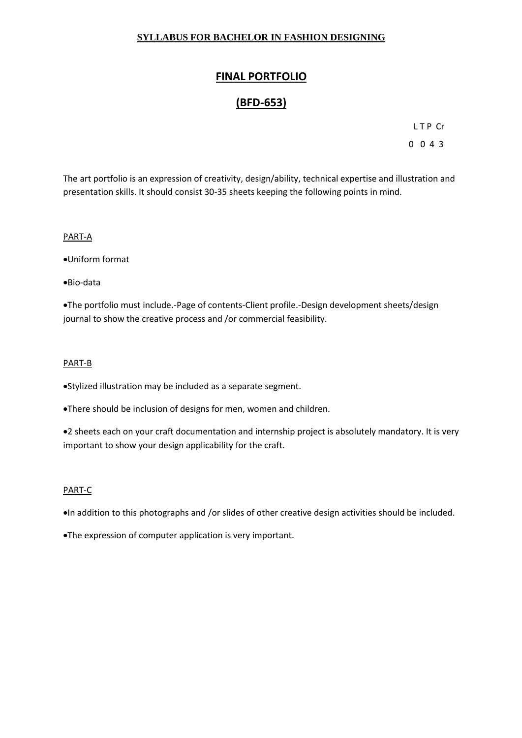**SYLLABUS FOR BACHELOR IN FASHION DESIGNING**

# FINAL PORTFOLIO

## (BFD-653)

| L | T | P | Cr |
|---|---|---|---|
| 0 | 0 | 4 | 3 |

The art portfolio is an expression of creativity, design/ability, technical expertise and illustration and presentation skills. It should consist 30-35 sheets keeping the following points in mind.

PART-A

- Uniform format
- Bio-data
- The portfolio must include.-Page of contents-Client profile.-Design development sheets/design journal to show the creative process and /or commercial feasibility.

PART-B

- Stylized illustration may be included as a separate segment.
- There should be inclusion of designs for men, women and children.
- 2 sheets each on your craft documentation and internship project is absolutely mandatory. It is very important to show your design applicability for the craft.

PART-C

- In addition to this photographs and /or slides of other creative design activities should be included.
- The expression of computer application is very important.